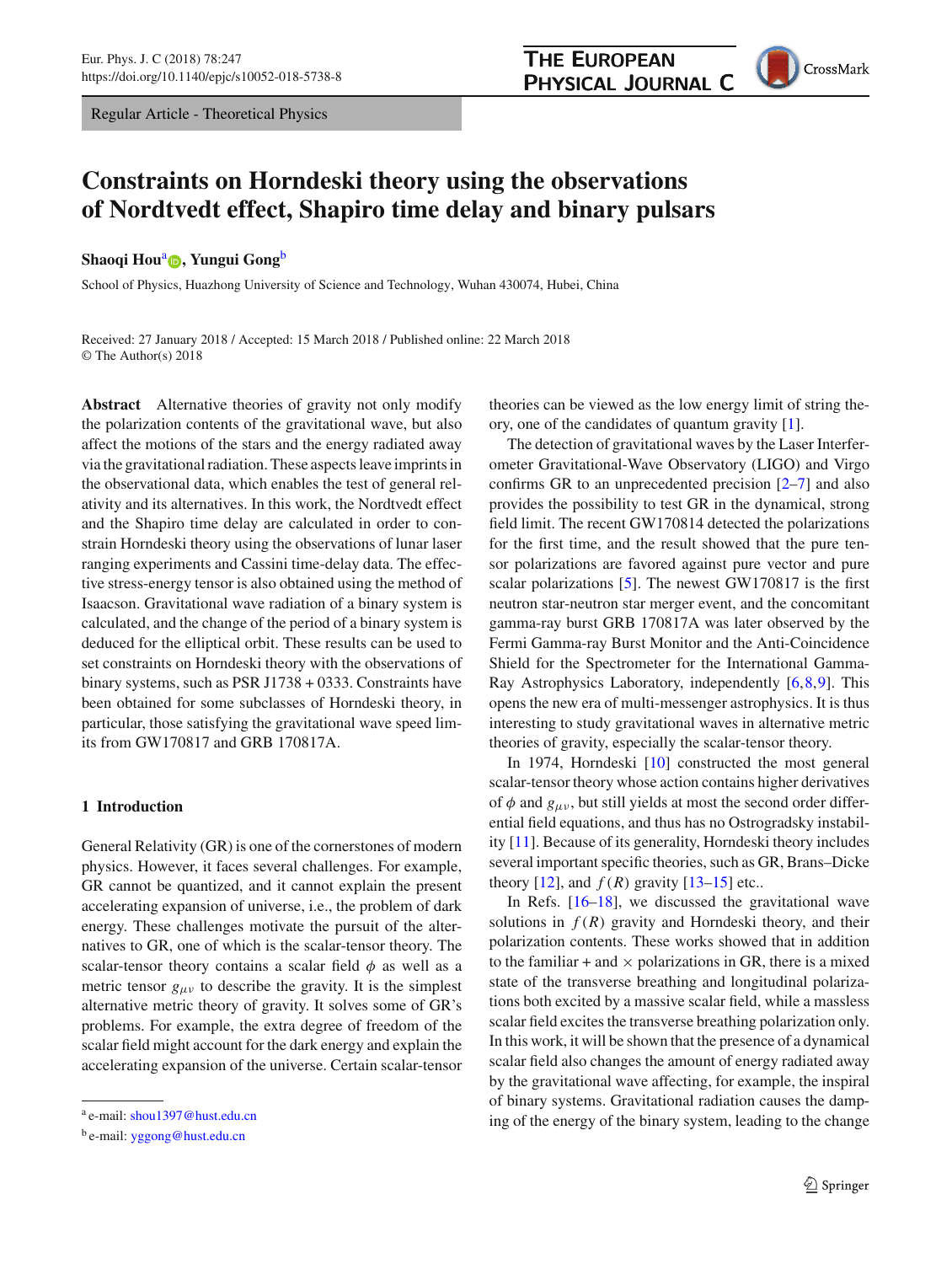Regular Article - Theoretical Physics

# Constraints on Horndeski theory using the observations of Nordtvedt effect, Shapiro time delay and binary pulsars

**Shaoqi Hou**[a], **Yungui Gong**[b]

School of Physics, Huazhong University of Science and Technology, Wuhan 430074, Hubei, China

Received: 27 January 2018 / Accepted: 15 March 2018 / Published online: 22 March 2018
© The Author(s) 2018

**Abstract** Alternative theories of gravity not only modify the polarization contents of the gravitational wave, but also affect the motions of the stars and the energy radiated away via the gravitational radiation. These aspects leave imprints in the observational data, which enables the test of general relativity and its alternatives. In this work, the Nordtvedt effect and the Shapiro time delay are calculated in order to constrain Horndeski theory using the observations of lunar laser ranging experiments and Cassini time-delay data. The effective stress-energy tensor is also obtained using the method of Isaacson. Gravitational wave radiation of a binary system is calculated, and the change of the period of a binary system is deduced for the elliptical orbit. These results can be used to set constraints on Horndeski theory with the observations of binary systems, such as PSR J1738 + 0333. Constraints have been obtained for some subclasses of Horndeski theory, in particular, those satisfying the gravitational wave speed limits from GW170817 and GRB 170817A.

## 1 Introduction

General Relativity (GR) is one of the cornerstones of modern physics. However, it faces several challenges. For example, GR cannot be quantized, and it cannot explain the present accelerating expansion of universe, i.e., the problem of dark energy. These challenges motivate the pursuit of the alternatives to GR, one of which is the scalar-tensor theory. The scalar-tensor theory contains a scalar field $\phi$ as well as a metric tensor $g_{\mu\nu}$ to describe the gravity. It is the simplest alternative metric theory of gravity. It solves some of GR's problems. For example, the extra degree of freedom of the scalar field might account for the dark energy and explain the accelerating expansion of the universe. Certain scalar-tensor theories can be viewed as the low energy limit of string theory, one of the candidates of quantum gravity [1].

The detection of gravitational waves by the Laser Interferometer Gravitational-Wave Observatory (LIGO) and Virgo confirms GR to an unprecedented precision [2–7] and also provides the possibility to test GR in the dynamical, strong field limit. The recent GW170814 detected the polarizations for the first time, and the result showed that the pure tensor polarizations are favored against pure vector and pure scalar polarizations [5]. The newest GW170817 is the first neutron star-neutron star merger event, and the concomitant gamma-ray burst GRB 170817A was later observed by the Fermi Gamma-ray Burst Monitor and the Anti-Coincidence Shield for the Spectrometer for the International Gamma-Ray Astrophysics Laboratory, independently [6,8,9]. This opens the new era of multi-messenger astrophysics. It is thus interesting to study gravitational waves in alternative metric theories of gravity, especially the scalar-tensor theory.

In 1974, Horndeski [10] constructed the most general scalar-tensor theory whose action contains higher derivatives of $\phi$ and $g_{\mu\nu}$, but still yields at most the second order differential field equations, and thus has no Ostrogradsky instability [11]. Because of its generality, Horndeski theory includes several important specific theories, such as GR, Brans–Dicke theory [12], and $f(R)$ gravity [13–15] etc..

In Refs. [16–18], we discussed the gravitational wave solutions in $f(R)$ gravity and Horndeski theory, and their polarization contents. These works showed that in addition to the familiar + and × polarizations in GR, there is a mixed state of the transverse breathing and longitudinal polarizations both excited by a massive scalar field, while a massless scalar field excites the transverse breathing polarization only. In this work, it will be shown that the presence of a dynamical scalar field also changes the amount of energy radiated away by the gravitational wave affecting, for example, the inspiral of binary systems. Gravitational radiation causes the damping of the energy of the binary system, leading to the change

---

[a] e-mail: shou1397@hust.edu.cn

[b] e-mail: yggong@hust.edu.cn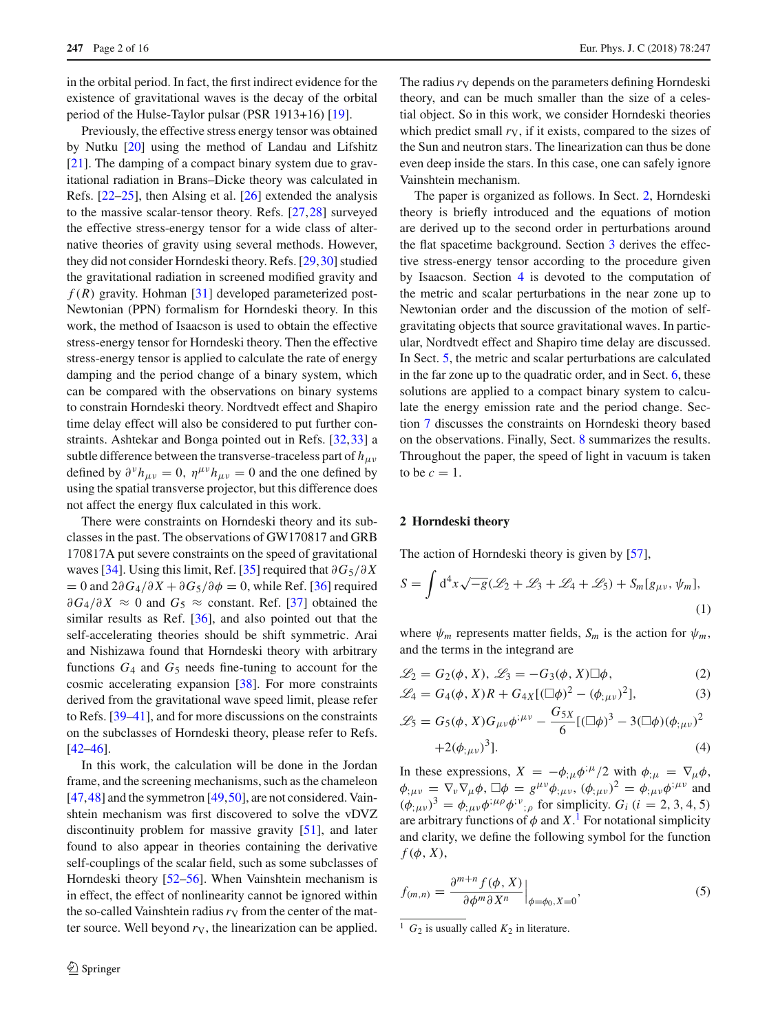in the orbital period. In fact, the first indirect evidence for the existence of gravitational waves is the decay of the orbital period of the Hulse-Taylor pulsar (PSR 1913+16) [19].

Previously, the effective stress energy tensor was obtained by Nutku [20] using the method of Landau and Lifshitz [21]. The damping of a compact binary system due to gravitational radiation in Brans–Dicke theory was calculated in Refs. [22–25], then Alsing et al. [26] extended the analysis to the massive scalar-tensor theory. Refs. [27,28] surveyed the effective stress-energy tensor for a wide class of alternative theories of gravity using several methods. However, they did not consider Horndeski theory. Refs. [29,30] studied the gravitational radiation in screened modified gravity and $f(R)$ gravity. Hohman [31] developed parameterized post-Newtonian (PPN) formalism for Horndeski theory. In this work, the method of Isaacson is used to obtain the effective stress-energy tensor for Horndeski theory. Then the effective stress-energy tensor is applied to calculate the rate of energy damping and the period change of a binary system, which can be compared with the observations on binary systems to constrain Horndeski theory. Nordtvedt effect and Shapiro time delay effect will also be considered to put further constraints. Ashtekar and Bonga pointed out in Refs. [32,33] a subtle difference between the transverse-traceless part of $h_{\mu\nu}$ defined by $\partial^\nu h_{\mu\nu} = 0$, $\eta^{\mu\nu} h_{\mu\nu} = 0$ and the one defined by using the spatial transverse projector, but this difference does not affect the energy flux calculated in this work.

There were constraints on Horndeski theory and its subclasses in the past. The observations of GW170817 and GRB 170817A put severe constraints on the speed of gravitational waves [34]. Using this limit, Ref. [35] required that $\partial G_5/\partial X = 0$ and $2\partial G_4/\partial X + \partial G_5/\partial\phi = 0$, while Ref. [36] required $\partial G_4/\partial X \approx 0$ and $G_5 \approx$ constant. Ref. [37] obtained the similar results as Ref. [36], and also pointed out that the self-accelerating theories should be shift symmetric. Arai and Nishizawa found that Horndeski theory with arbitrary functions $G_4$ and $G_5$ needs fine-tuning to account for the cosmic accelerating expansion [38]. For more constraints derived from the gravitational wave speed limit, please refer to Refs. [39–41], and for more discussions on the constraints on the subclasses of Horndeski theory, please refer to Refs. [42–46].

In this work, the calculation will be done in the Jordan frame, and the screening mechanisms, such as the chameleon [47,48] and the symmetron [49,50], are not considered. Vainshtein mechanism was first discovered to solve the vDVZ discontinuity problem for massive gravity [51], and later found to also appear in theories containing the derivative self-couplings of the scalar field, such as some subclasses of Horndeski theory [52–56]. When Vainshtein mechanism is in effect, the effect of nonlinearity cannot be ignored within the so-called Vainshtein radius $r_\mathrm{V}$ from the center of the matter source. Well beyond $r_\mathrm{V}$, the linearization can be applied. The radius $r_\mathrm{V}$ depends on the parameters defining Horndeski theory, and can be much smaller than the size of a celestial object. So in this work, we consider Horndeski theories which predict small $r_\mathrm{V}$, if it exists, compared to the sizes of the Sun and neutron stars. The linearization can thus be done even deep inside the stars. In this case, one can safely ignore Vainshtein mechanism.

The paper is organized as follows. In Sect. 2, Horndeski theory is briefly introduced and the equations of motion are derived up to the second order in perturbations around the flat spacetime background. Section 3 derives the effective stress-energy tensor according to the procedure given by Isaacson. Section 4 is devoted to the computation of the metric and scalar perturbations in the near zone up to Newtonian order and the discussion of the motion of self-gravitating objects that source gravitational waves. In particular, Nordtvedt effect and Shapiro time delay are discussed. In Sect. 5, the metric and scalar perturbations are calculated in the far zone up to the quadratic order, and in Sect. 6, these solutions are applied to a compact binary system to calculate the energy emission rate and the period change. Section 7 discusses the constraints on Horndeski theory based on the observations. Finally, Sect. 8 summarizes the results. Throughout the paper, the speed of light in vacuum is taken to be $c = 1$.

## 2 Horndeski theory

The action of Horndeski theory is given by [57],

$$S = \int \mathrm{d}^4x\sqrt{-g}(\mathscr{L}_2 + \mathscr{L}_3 + \mathscr{L}_4 + \mathscr{L}_5) + S_m[g_{\mu\nu}, \psi_m], \tag{1}$$

where $\psi_m$ represents matter fields, $S_m$ is the action for $\psi_m$, and the terms in the integrand are

$$\mathscr{L}_2 = G_2(\phi, X), \ \mathscr{L}_3 = -G_3(\phi, X)\Box\phi, \tag{2}$$

$$\mathscr{L}_4 = G_4(\phi, X)R + G_{4X}[(\Box\phi)^2 - (\phi_{;\mu\nu})^2], \tag{3}$$

$$\mathscr{L}_5 = G_5(\phi, X)G_{\mu\nu}\phi^{;\mu\nu} - \frac{G_{5X}}{6}[(\Box\phi)^3 - 3(\Box\phi)(\phi_{;\mu\nu})^2 + 2(\phi_{;\mu\nu})^3]. \tag{4}$$

In these expressions, $X = -\phi_{;\mu}\phi^{;\mu}/2$ with $\phi_{;\mu} = \nabla_\mu\phi$, $\phi_{;\mu\nu} = \nabla_\nu\nabla_\mu\phi$, $\Box\phi = g^{\mu\nu}\phi_{;\mu\nu}$, $(\phi_{;\mu\nu})^2 = \phi_{;\mu\nu}\phi^{;\mu\nu}$ and $(\phi_{;\mu\nu})^3 = \phi_{;\mu\nu}\phi^{;\mu\rho}\phi^{;\nu}{}_{;\rho}$ for simplicity. $G_i$ $(i = 2, 3, 4, 5)$ are arbitrary functions of $\phi$ and $X$.[1] For notational simplicity and clarity, we define the following symbol for the function $f(\phi, X)$,

$$f_{(m,n)} = \frac{\partial^{m+n} f(\phi, X)}{\partial\phi^m \partial X^n}\Big|_{\phi=\phi_0, X=0}, \tag{5}$$

[1] $G_2$ is usually called $K_2$ in literature.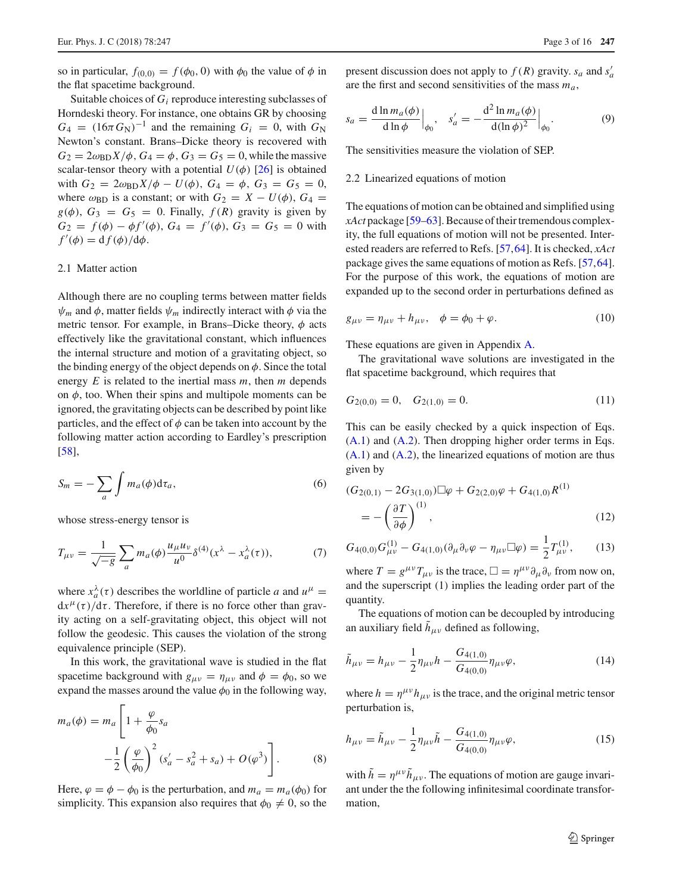so in particular, $f_{(0,0)} = f(\phi_0, 0)$ with $\phi_0$ the value of $\phi$ in the flat spacetime background.

Suitable choices of $G_i$ reproduce interesting subclasses of Horndeski theory. For instance, one obtains GR by choosing $G_4 = (16\pi G_{\rm N})^{-1}$ and the remaining $G_i = 0$, with $G_{\rm N}$ Newton's constant. Brans–Dicke theory is recovered with $G_2 = 2\omega_{\rm BD}X/\phi$, $G_4 = \phi$, $G_3 = G_5 = 0$, while the massive scalar-tensor theory with a potential $U(\phi)$ [26] is obtained with $G_2 = 2\omega_{\rm BD}X/\phi - U(\phi)$, $G_4 = \phi$, $G_3 = G_5 = 0$, where $\omega_{\rm BD}$ is a constant; or with $G_2 = X - U(\phi)$, $G_4 = g(\phi)$, $G_3 = G_5 = 0$. Finally, $f(R)$ gravity is given by $G_2 = f(\phi) - \phi f'(\phi)$, $G_4 = f'(\phi)$, $G_3 = G_5 = 0$ with $f'(\phi) = {\rm d}f(\phi)/{\rm d}\phi$.

### 2.1 Matter action

Although there are no coupling terms between matter fields $\psi_m$ and $\phi$, matter fields $\psi_m$ indirectly interact with $\phi$ via the metric tensor. For example, in Brans–Dicke theory, $\phi$ acts effectively like the gravitational constant, which influences the internal structure and motion of a gravitating object, so the binding energy of the object depends on $\phi$. Since the total energy $E$ is related to the inertial mass $m$, then $m$ depends on $\phi$, too. When their spins and multipole moments can be ignored, the gravitating objects can be described by point like particles, and the effect of $\phi$ can be taken into account by the following matter action according to Eardley's prescription [58],

$$S_m = -\sum_a \int m_a(\phi) {\rm d}\tau_a, \tag{6}$$

whose stress-energy tensor is

$$T_{\mu\nu} = \frac{1}{\sqrt{-g}} \sum_a m_a(\phi) \frac{u_\mu u_\nu}{u^0} \delta^{(4)}(x^\lambda - x_a^\lambda(\tau)), \tag{7}$$

where $x_a^\lambda(\tau)$ describes the worldline of particle $a$ and $u^\mu = {\rm d}x^\mu(\tau)/{\rm d}\tau$. Therefore, if there is no force other than gravity acting on a self-gravitating object, this object will not follow the geodesic. This causes the violation of the strong equivalence principle (SEP).

In this work, the gravitational wave is studied in the flat spacetime background with $g_{\mu\nu} = \eta_{\mu\nu}$ and $\phi = \phi_0$, so we expand the masses around the value $\phi_0$ in the following way,

$$m_a(\phi) = m_a \left[ 1 + \frac{\varphi}{\phi_0} s_a - \frac{1}{2} \left( \frac{\varphi}{\phi_0} \right)^2 (s_a' - s_a^2 + s_a) + O(\varphi^3) \right]. \tag{8}$$

Here, $\varphi = \phi - \phi_0$ is the perturbation, and $m_a = m_a(\phi_0)$ for simplicity. This expansion also requires that $\phi_0 \neq 0$, so the present discussion does not apply to $f(R)$ gravity. $s_a$ and $s_a'$ are the first and second sensitivities of the mass $m_a$,

$$s_a = \left. \frac{{\rm d} \ln m_a(\phi)}{{\rm d} \ln \phi} \right|_{\phi_0}, \quad s_a' = \left. -\frac{{\rm d}^2 \ln m_a(\phi)}{{\rm d}(\ln \phi)^2} \right|_{\phi_0}. \tag{9}$$

The sensitivities measure the violation of SEP.

### 2.2 Linearized equations of motion

The equations of motion can be obtained and simplified using *xAct* package [59–63]. Because of their tremendous complexity, the full equations of motion will not be presented. Interested readers are referred to Refs. [57,64]. It is checked, *xAct* package gives the same equations of motion as Refs. [57,64]. For the purpose of this work, the equations of motion are expanded up to the second order in perturbations defined as

$$g_{\mu\nu} = \eta_{\mu\nu} + h_{\mu\nu}, \quad \phi = \phi_0 + \varphi. \tag{10}$$

These equations are given in Appendix A.

The gravitational wave solutions are investigated in the flat spacetime background, which requires that

$$G_{2(0,0)} = 0, \quad G_{2(1,0)} = 0. \tag{11}$$

This can be easily checked by a quick inspection of Eqs. (A.1) and (A.2). Then dropping higher order terms in Eqs. (A.1) and (A.2), the linearized equations of motion are thus given by

$$(G_{2(0,1)} - 2G_{3(1,0)})\Box\varphi + G_{2(2,0)}\varphi + G_{4(1,0)}R^{(1)} = -\left(\frac{\partial T}{\partial \phi}\right)^{(1)}, \tag{12}$$

$$G_{4(0,0)}G^{(1)}_{\mu\nu} - G_{4(1,0)}(\partial_\mu\partial_\nu\varphi - \eta_{\mu\nu}\Box\varphi) = \frac{1}{2}T^{(1)}_{\mu\nu}, \tag{13}$$

where $T = g^{\mu\nu}T_{\mu\nu}$ is the trace, $\Box = \eta^{\mu\nu}\partial_\mu\partial_\nu$ from now on, and the superscript (1) implies the leading order part of the quantity.

The equations of motion can be decoupled by introducing an auxiliary field $\tilde{h}_{\mu\nu}$ defined as following,

$$\tilde{h}_{\mu\nu} = h_{\mu\nu} - \frac{1}{2}\eta_{\mu\nu}h - \frac{G_{4(1,0)}}{G_{4(0,0)}}\eta_{\mu\nu}\varphi, \tag{14}$$

where $h = \eta^{\mu\nu}h_{\mu\nu}$ is the trace, and the original metric tensor perturbation is,

$$h_{\mu\nu} = \tilde{h}_{\mu\nu} - \frac{1}{2}\eta_{\mu\nu}\tilde{h} - \frac{G_{4(1,0)}}{G_{4(0,0)}}\eta_{\mu\nu}\varphi, \tag{15}$$

with $\tilde{h} = \eta^{\mu\nu}\tilde{h}_{\mu\nu}$. The equations of motion are gauge invariant under the the following infinitesimal coordinate transformation,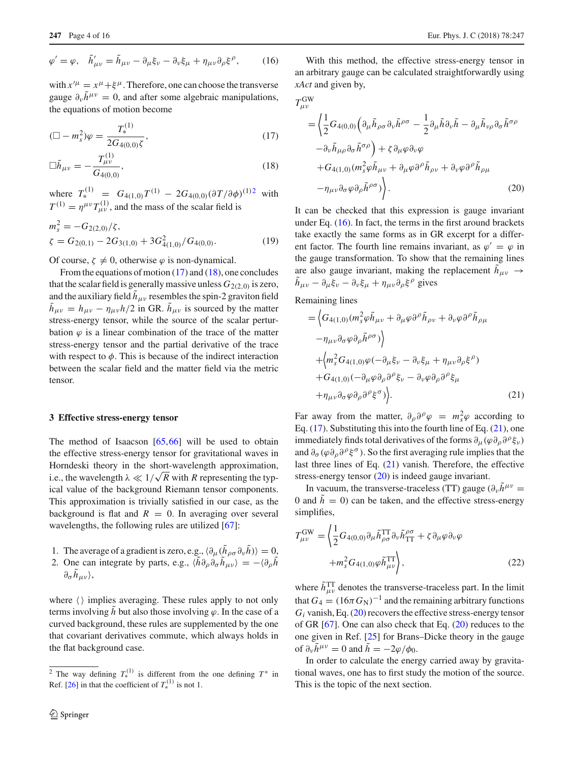$$\varphi' = \varphi, \quad \tilde{h}'_{\mu\nu} = \tilde{h}_{\mu\nu} - \partial_\mu \xi_\nu - \partial_\nu \xi_\mu + \eta_{\mu\nu} \partial_\rho \xi^\rho, \tag{16}$$

with $x'^\mu = x^\mu + \xi^\mu$. Therefore, one can choose the transverse gauge $\partial_\nu \tilde{h}^{\mu\nu} = 0$, and after some algebraic manipulations, the equations of motion become

$$(\Box - m_s^2)\varphi = \frac{T_*^{(1)}}{2G_{4(0,0)}\zeta}, \tag{17}$$

$$\Box \tilde{h}_{\mu\nu} = -\frac{T_{\mu\nu}^{(1)}}{G_{4(0,0)}}, \tag{18}$$

where $T_*^{(1)} = G_{4(1,0)} T^{(1)} - 2G_{4(0,0)} (\partial T / \partial \phi)^{(1)}$[2] with $T^{(1)} = \eta^{\mu\nu} T_{\mu\nu}^{(1)}$, and the mass of the scalar field is

$$m_s^2 = -G_{2(2,0)}/\zeta,$$
$$\zeta = G_{2(0,1)} - 2G_{3(1,0)} + 3G_{4(1,0)}^2 / G_{4(0,0)}. \tag{19}$$

Of course, $\zeta \neq 0$, otherwise $\varphi$ is non-dynamical.

From the equations of motion (17) and (18), one concludes that the scalar field is generally massive unless $G_{2(2,0)}$ is zero, and the auxiliary field $\tilde{h}_{\mu\nu}$ resembles the spin-2 graviton field $\bar{h}_{\mu\nu} = h_{\mu\nu} - \eta_{\mu\nu} h/2$ in GR. $\tilde{h}_{\mu\nu}$ is sourced by the matter stress-energy tensor, while the source of the scalar perturbation $\varphi$ is a linear combination of the trace of the matter stress-energy tensor and the partial derivative of the trace with respect to $\phi$. This is because of the indirect interaction between the scalar field and the matter field via the metric tensor.

## 3 Effective stress-energy tensor

The method of Isaacson [65,66] will be used to obtain the effective stress-energy tensor for gravitational waves in Horndeski theory in the short-wavelength approximation, i.e., the wavelength $\lambda \ll 1/\sqrt{R}$ with $R$ representing the typical value of the background Riemann tensor components. This approximation is trivially satisfied in our case, as the background is flat and $R = 0$. In averaging over several wavelengths, the following rules are utilized [67]:

1. The average of a gradient is zero, e.g., $\langle \partial_\mu (\tilde{h}_{\rho\sigma} \partial_\nu \tilde{h}) \rangle = 0$,
2. One can integrate by parts, e.g., $\langle \tilde{h} \partial_\rho \partial_\sigma \tilde{h}_{\mu\nu} \rangle = -\langle \partial_\rho \tilde{h} \partial_\sigma \tilde{h}_{\mu\nu} \rangle$,

where $\langle\,\rangle$ implies averaging. These rules apply to not only terms involving $\tilde{h}$ but also those involving $\varphi$. In the case of a curved background, these rules are supplemented by the one that covariant derivatives commute, which always holds in the flat background case.

[2] The way defining $T_*^{(1)}$ is different from the one defining $T^*$ in Ref. [26] in that the coefficient of $T_*^{(1)}$ is not 1.

With this method, the effective stress-energy tensor in an arbitrary gauge can be calculated straightforwardly using *xAct* and given by,

$$\begin{aligned}
T_{\mu\nu}^{\mathrm{GW}} &= \Big\langle \frac{1}{2} G_{4(0,0)} \Big( \partial_\mu \tilde{h}_{\rho\sigma} \partial_\nu \tilde{h}^{\rho\sigma} - \frac{1}{2} \partial_\mu \tilde{h} \partial_\nu \tilde{h} - \partial_\mu \tilde{h}_{\nu\rho} \partial_\sigma \tilde{h}^{\sigma\rho} \\
&\quad - \partial_\nu \tilde{h}_{\mu\rho} \partial_\sigma \tilde{h}^{\sigma\rho} \Big) + \zeta \partial_\mu \varphi \partial_\nu \varphi \\
&\quad + G_{4(1,0)} (m_s^2 \varphi \tilde{h}_{\mu\nu} + \partial_\mu \varphi \partial^\rho \tilde{h}_{\rho\nu} + \partial_\nu \varphi \partial^\rho \tilde{h}_{\rho\mu} \\
&\quad - \eta_{\mu\nu} \partial_\sigma \varphi \partial_\rho \tilde{h}^{\rho\sigma}) \Big\rangle.
\end{aligned} \tag{20}$$

It can be checked that this expression is gauge invariant under Eq. (16). In fact, the terms in the first around brackets take exactly the same forms as in GR excerpt for a different factor. The fourth line remains invariant, as $\varphi' = \varphi$ in the gauge transformation. To show that the remaining lines are also gauge invariant, making the replacement $\tilde{h}_{\mu\nu} \to \tilde{h}_{\mu\nu} - \partial_\mu \xi_\nu - \partial_\nu \xi_\mu + \eta_{\mu\nu} \partial_\rho \xi^\rho$ gives

$$\begin{aligned}
&\text{Remaining lines} \\
&= \Big\langle G_{4(1,0)} (m_s^2 \varphi \tilde{h}_{\mu\nu} + \partial_\mu \varphi \partial^\rho \tilde{h}_{\rho\nu} + \partial_\nu \varphi \partial^\rho \tilde{h}_{\rho\mu} \\
&\quad - \eta_{\mu\nu} \partial_\sigma \varphi \partial_\rho \tilde{h}^{\rho\sigma}) \Big\rangle \\
&\quad + \Big\langle m_s^2 G_{4(1,0)} \varphi (-\partial_\mu \xi_\nu - \partial_\nu \xi_\mu + \eta_{\mu\nu} \partial_\rho \xi^\rho) \\
&\quad + G_{4(1,0)} (-\partial_\mu \varphi \partial_\rho \partial^\rho \xi_\nu - \partial_\nu \varphi \partial_\rho \partial^\rho \xi_\mu \\
&\quad + \eta_{\mu\nu} \partial_\sigma \varphi \partial_\rho \partial^\rho \xi^\sigma) \Big\rangle.
\end{aligned} \tag{21}$$

Far away from the matter, $\partial_\rho \partial^\rho \varphi = m_s^2 \varphi$ according to Eq. (17). Substituting this into the fourth line of Eq. (21), one immediately finds total derivatives of the forms $\partial_\mu (\varphi \partial_\rho \partial^\rho \xi_\nu)$ and $\partial_\sigma (\varphi \partial_\rho \partial^\rho \xi^\sigma)$. So the first averaging rule implies that the last three lines of Eq. (21) vanish. Therefore, the effective stress-energy tensor (20) is indeed gauge invariant.

In vacuum, the transverse-traceless (TT) gauge ($\partial_\nu \tilde{h}^{\mu\nu} = 0$ and $\tilde{h} = 0$) can be taken, and the effective stress-energy simplifies,

$$\begin{aligned}
T_{\mu\nu}^{\mathrm{GW}} &= \Big\langle \frac{1}{2} G_{4(0,0)} \partial_\mu \tilde{h}_{\rho\sigma}^{\mathrm{TT}} \partial_\nu \tilde{h}_{\mathrm{TT}}^{\rho\sigma} + \zeta \partial_\mu \varphi \partial_\nu \varphi \\
&\quad + m_s^2 G_{4(1,0)} \varphi \tilde{h}_{\mu\nu}^{\mathrm{TT}} \Big\rangle,
\end{aligned} \tag{22}$$

where $\tilde{h}_{\mu\nu}^{\mathrm{TT}}$ denotes the transverse-traceless part. In the limit that $G_4 = (16\pi G_{\mathrm{N}})^{-1}$ and the remaining arbitrary functions $G_i$ vanish, Eq. (20) recovers the effective stress-energy tensor of GR [67]. One can also check that Eq. (20) reduces to the one given in Ref. [25] for Brans–Dicke theory in the gauge of $\partial_\nu \tilde{h}^{\mu\nu} = 0$ and $\tilde{h} = -2\varphi/\phi_0$.

In order to calculate the energy carried away by gravitational waves, one has to first study the motion of the source. This is the topic of the next section.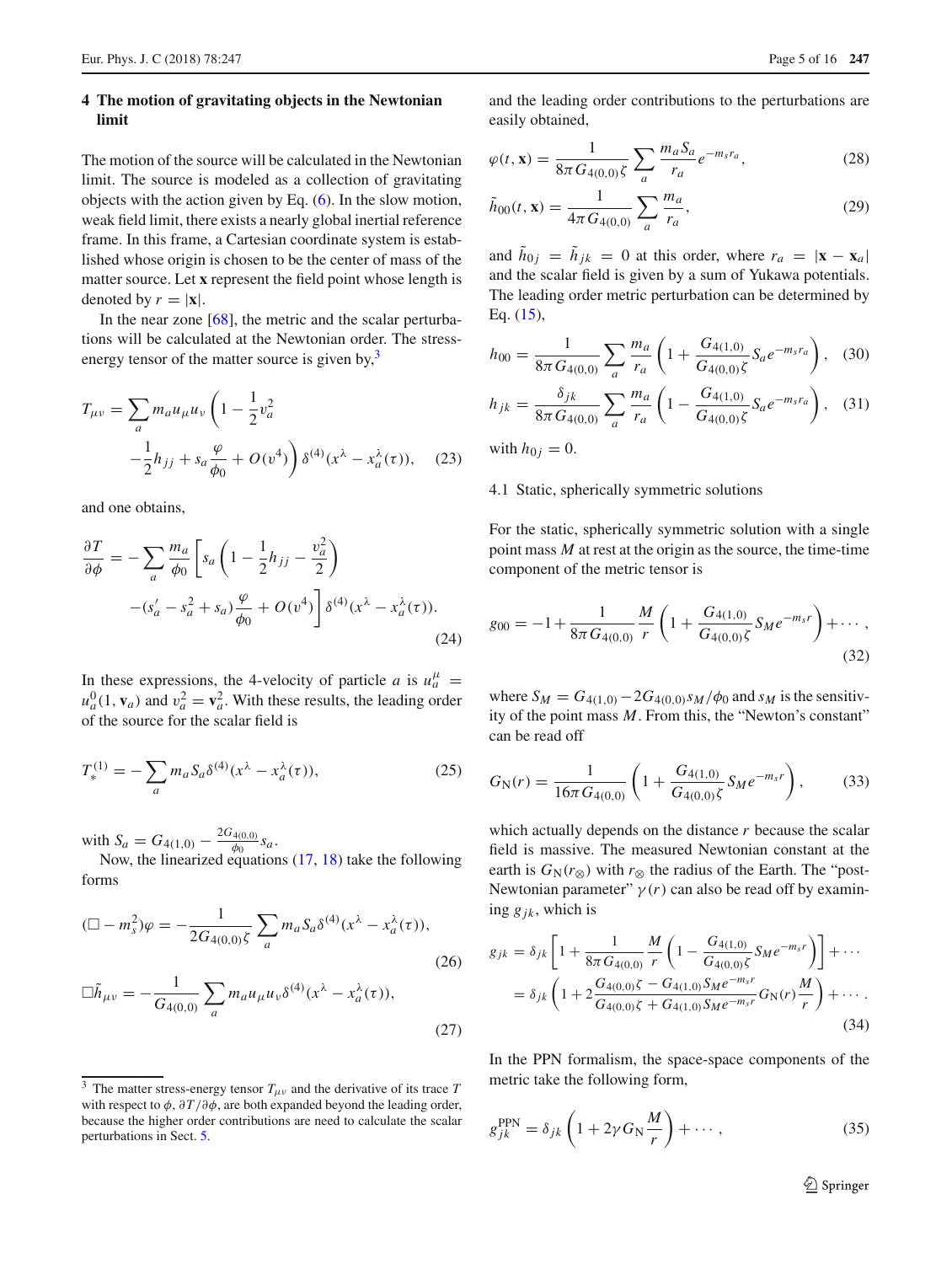## 4 The motion of gravitating objects in the Newtonian limit

The motion of the source will be calculated in the Newtonian limit. The source is modeled as a collection of gravitating objects with the action given by Eq. (6). In the slow motion, weak field limit, there exists a nearly global inertial reference frame. In this frame, a Cartesian coordinate system is established whose origin is chosen to be the center of mass of the matter source. Let $\mathbf{x}$ represent the field point whose length is denoted by $r = |\mathbf{x}|$.

In the near zone [68], the metric and the scalar perturbations will be calculated at the Newtonian order. The stress-energy tensor of the matter source is given by,[3]

$$T_{\mu\nu} = \sum_a m_a u_\mu u_\nu \left(1 - \frac{1}{2}v_a^2 - \frac{1}{2}h_{jj} + s_a\frac{\varphi}{\phi_0} + O(v^4)\right)\delta^{(4)}(x^\lambda - x_a^\lambda(\tau)), \quad (23)$$

and one obtains,

$$\frac{\partial T}{\partial \phi} = -\sum_a \frac{m_a}{\phi_0}\left[s_a\left(1 - \frac{1}{2}h_{jj} - \frac{v_a^2}{2}\right) - (s_a' - s_a^2 + s_a)\frac{\varphi}{\phi_0} + O(v^4)\right]\delta^{(4)}(x^\lambda - x_a^\lambda(\tau)). \quad (24)$$

In these expressions, the 4-velocity of particle $a$ is $u_a^\mu = u_a^0(1, \mathbf{v}_a)$ and $v_a^2 = \mathbf{v}_a^2$. With these results, the leading order of the source for the scalar field is

$$T_*^{(1)} = -\sum_a m_a S_a \delta^{(4)}(x^\lambda - x_a^\lambda(\tau)), \quad (25)$$

with $S_a = G_{4(1,0)} - \frac{2G_{4(0,0)}}{\phi_0}s_a$.

Now, the linearized equations (17, 18) take the following forms

$$(\Box - m_s^2)\varphi = -\frac{1}{2G_{4(0,0)}\zeta}\sum_a m_a S_a \delta^{(4)}(x^\lambda - x_a^\lambda(\tau)), \quad (26)$$

$$\Box\tilde{h}_{\mu\nu} = -\frac{1}{G_{4(0,0)}}\sum_a m_a u_\mu u_\nu \delta^{(4)}(x^\lambda - x_a^\lambda(\tau)), \quad (27)$$

and the leading order contributions to the perturbations are easily obtained,

$$\varphi(t, \mathbf{x}) = \frac{1}{8\pi G_{4(0,0)}\zeta}\sum_a \frac{m_a S_a}{r_a}e^{-m_s r_a}, \quad (28)$$

$$\tilde{h}_{00}(t, \mathbf{x}) = \frac{1}{4\pi G_{4(0,0)}}\sum_a \frac{m_a}{r_a}, \quad (29)$$

and $\tilde{h}_{0j} = \tilde{h}_{jk} = 0$ at this order, where $r_a = |\mathbf{x} - \mathbf{x}_a|$ and the scalar field is given by a sum of Yukawa potentials. The leading order metric perturbation can be determined by Eq. (15),

$$h_{00} = \frac{1}{8\pi G_{4(0,0)}}\sum_a \frac{m_a}{r_a}\left(1 + \frac{G_{4(1,0)}}{G_{4(0,0)}\zeta}S_a e^{-m_s r_a}\right), \quad (30)$$

$$h_{jk} = \frac{\delta_{jk}}{8\pi G_{4(0,0)}}\sum_a \frac{m_a}{r_a}\left(1 - \frac{G_{4(1,0)}}{G_{4(0,0)}\zeta}S_a e^{-m_s r_a}\right), \quad (31)$$

with $h_{0j} = 0$.

### 4.1 Static, spherically symmetric solutions

For the static, spherically symmetric solution with a single point mass $M$ at rest at the origin as the source, the time-time component of the metric tensor is

$$g_{00} = -1 + \frac{1}{8\pi G_{4(0,0)}}\frac{M}{r}\left(1 + \frac{G_{4(1,0)}}{G_{4(0,0)}\zeta}S_M e^{-m_s r}\right) + \cdots, \quad (32)$$

where $S_M = G_{4(1,0)} - 2G_{4(0,0)}s_M/\phi_0$ and $s_M$ is the sensitivity of the point mass $M$. From this, the "Newton's constant" can be read off

$$G_N(r) = \frac{1}{16\pi G_{4(0,0)}}\left(1 + \frac{G_{4(1,0)}}{G_{4(0,0)}\zeta}S_M e^{-m_s r}\right), \quad (33)$$

which actually depends on the distance $r$ because the scalar field is massive. The measured Newtonian constant at the earth is $G_N(r_\otimes)$ with $r_\otimes$ the radius of the Earth. The "post-Newtonian parameter" $\gamma(r)$ can also be read off by examining $g_{jk}$, which is

$$\begin{aligned} g_{jk} &= \delta_{jk}\left[1 + \frac{1}{8\pi G_{4(0,0)}}\frac{M}{r}\left(1 - \frac{G_{4(1,0)}}{G_{4(0,0)}\zeta}S_M e^{-m_s r}\right)\right] + \cdots \\ &= \delta_{jk}\left(1 + 2\frac{G_{4(0,0)}\zeta - G_{4(1,0)}S_M e^{-m_s r}}{G_{4(0,0)}\zeta + G_{4(1,0)}S_M e^{-m_s r}}G_N(r)\frac{M}{r}\right) + \cdots. \end{aligned} \quad (34)$$

In the PPN formalism, the space-space components of the metric take the following form,

$$g_{jk}^{\text{PPN}} = \delta_{jk}\left(1 + 2\gamma G_N\frac{M}{r}\right) + \cdots, \quad (35)$$

---

[3] The matter stress-energy tensor $T_{\mu\nu}$ and the derivative of its trace $T$ with respect to $\phi$, $\partial T/\partial\phi$, are both expanded beyond the leading order, because the higher order contributions are need to calculate the scalar perturbations in Sect. 5.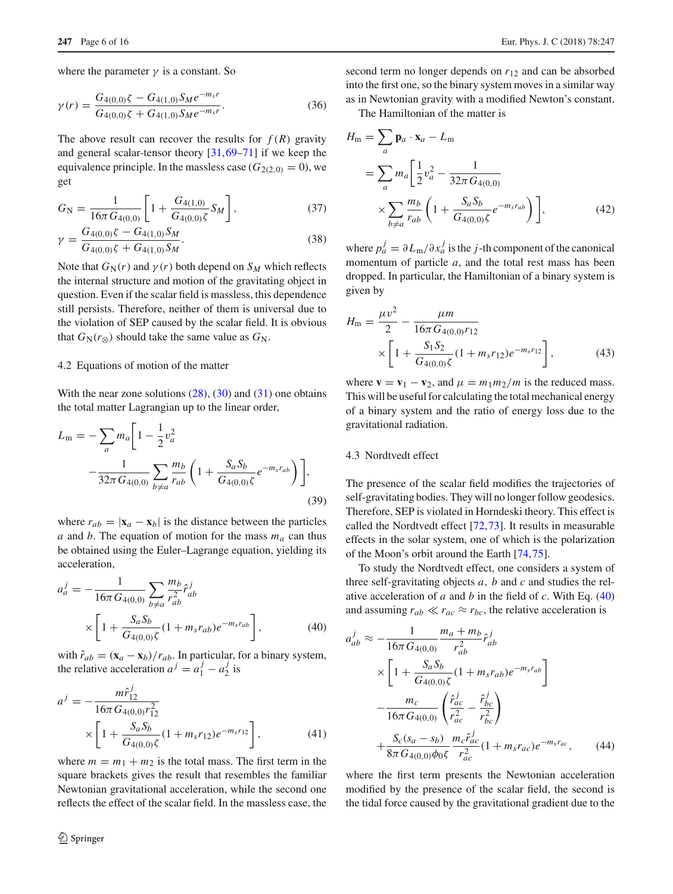where the parameter $\gamma$ is a constant. So

$$\gamma(r) = \frac{G_{4(0,0)}\zeta - G_{4(1,0)}S_M e^{-m_s r}}{G_{4(0,0)}\zeta + G_{4(1,0)}S_M e^{-m_s r}}. \tag{36}$$

The above result can recover the results for $f(R)$ gravity and general scalar-tensor theory [31,69–71] if we keep the equivalence principle. In the massless case ($G_{2(2,0)} = 0$), we get

$$G_\mathrm{N} = \frac{1}{16\pi G_{4(0,0)}}\left[1 + \frac{G_{4(1,0)}}{G_{4(0,0)}\zeta}S_M\right], \tag{37}$$

$$\gamma = \frac{G_{4(0,0)}\zeta - G_{4(1,0)}S_M}{G_{4(0,0)}\zeta + G_{4(1,0)}S_M}. \tag{38}$$

Note that $G_\mathrm{N}(r)$ and $\gamma(r)$ both depend on $S_M$ which reflects the internal structure and motion of the gravitating object in question. Even if the scalar field is massless, this dependence still persists. Therefore, neither of them is universal due to the violation of SEP caused by the scalar field. It is obvious that $G_\mathrm{N}(r_\otimes)$ should take the same value as $G_\mathrm{N}$.

### 4.2 Equations of motion of the matter

With the near zone solutions (28), (30) and (31) one obtains the total matter Lagrangian up to the linear order,

$$L_\mathrm{m} = -\sum_a m_a\left[1 - \frac{1}{2}v_a^2 - \frac{1}{32\pi G_{4(0,0)}}\sum_{b\neq a}\frac{m_b}{r_{ab}}\left(1 + \frac{S_a S_b}{G_{4(0,0)}\zeta}e^{-m_s r_{ab}}\right)\right], \tag{39}$$

where $r_{ab} = |\mathbf{x}_a - \mathbf{x}_b|$ is the distance between the particles $a$ and $b$. The equation of motion for the mass $m_a$ can thus be obtained using the Euler–Lagrange equation, yielding its acceleration,

$$a_a^j = -\frac{1}{16\pi G_{4(0,0)}}\sum_{b\neq a}\frac{m_b}{r_{ab}^2}\hat{r}_{ab}^j \times\left[1 + \frac{S_a S_b}{G_{4(0,0)}\zeta}(1 + m_s r_{ab})e^{-m_s r_{ab}}\right], \tag{40}$$

with $\hat{r}_{ab} = (\mathbf{x}_a - \mathbf{x}_b)/r_{ab}$. In particular, for a binary system, the relative acceleration $a^j = a_1^j - a_2^j$ is

$$a^j = -\frac{m\hat{r}_{12}^j}{16\pi G_{4(0,0)}r_{12}^2} \times\left[1 + \frac{S_a S_b}{G_{4(0,0)}\zeta}(1 + m_s r_{12})e^{-m_s r_{12}}\right], \tag{41}$$

where $m = m_1 + m_2$ is the total mass. The first term in the square brackets gives the result that resembles the familiar Newtonian gravitational acceleration, while the second one reflects the effect of the scalar field. In the massless case, the second term no longer depends on $r_{12}$ and can be absorbed into the first one, so the binary system moves in a similar way as in Newtonian gravity with a modified Newton's constant.

The Hamiltonian of the matter is

$$\begin{aligned} H_\mathrm{m} &= \sum_a \mathbf{p}_a\cdot\mathbf{x}_a - L_\mathrm{m} \\ &= \sum_a m_a\left[\frac{1}{2}v_a^2 - \frac{1}{32\pi G_{4(0,0)}} \times\sum_{b\neq a}\frac{m_b}{r_{ab}}\left(1 + \frac{S_a S_b}{G_{4(0,0)}\zeta}e^{-m_s r_{ab}}\right)\right], \end{aligned} \tag{42}$$

where $p_a^j = \partial L_\mathrm{m}/\partial x_a^j$ is the $j$-th component of the canonical momentum of particle $a$, and the total rest mass has been dropped. In particular, the Hamiltonian of a binary system is given by

$$H_\mathrm{m} = \frac{\mu v^2}{2} - \frac{\mu m}{16\pi G_{4(0,0)}r_{12}} \times\left[1 + \frac{S_1 S_2}{G_{4(0,0)}\zeta}(1 + m_s r_{12})e^{-m_s r_{12}}\right], \tag{43}$$

where $\mathbf{v} = \mathbf{v}_1 - \mathbf{v}_2$, and $\mu = m_1 m_2/m$ is the reduced mass. This will be useful for calculating the total mechanical energy of a binary system and the ratio of energy loss due to the gravitational radiation.

### 4.3 Nordtvedt effect

The presence of the scalar field modifies the trajectories of self-gravitating bodies. They will no longer follow geodesics. Therefore, SEP is violated in Horndeski theory. This effect is called the Nordtvedt effect [72,73]. It results in measurable effects in the solar system, one of which is the polarization of the Moon's orbit around the Earth [74,75].

To study the Nordtvedt effect, one considers a system of three self-gravitating objects $a$, $b$ and $c$ and studies the relative acceleration of $a$ and $b$ in the field of $c$. With Eq. (40) and assuming $r_{ab} \ll r_{ac} \approx r_{bc}$, the relative acceleration is

$$\begin{aligned} a_{ab}^j \approx &-\frac{1}{16\pi G_{4(0,0)}}\frac{m_a + m_b}{r_{ab}^2}\hat{r}_{ab}^j \times\left[1 + \frac{S_a S_b}{G_{4(0,0)}\zeta}(1 + m_s r_{ab})e^{-m_s r_{ab}}\right] \\ &-\frac{m_c}{16\pi G_{4(0,0)}}\left(\frac{\hat{r}_{ac}^j}{r_{ac}^2} - \frac{\hat{r}_{bc}^j}{r_{bc}^2}\right) \\ &+\frac{S_c(s_a - s_b)}{8\pi G_{4(0,0)}\phi_0\zeta}\frac{m_c\hat{r}_{ac}^j}{r_{ac}^2}(1 + m_s r_{ac})e^{-m_s r_{ac}}, \end{aligned} \tag{44}$$

where the first term presents the Newtonian acceleration modified by the presence of the scalar field, the second is the tidal force caused by the gravitational gradient due to the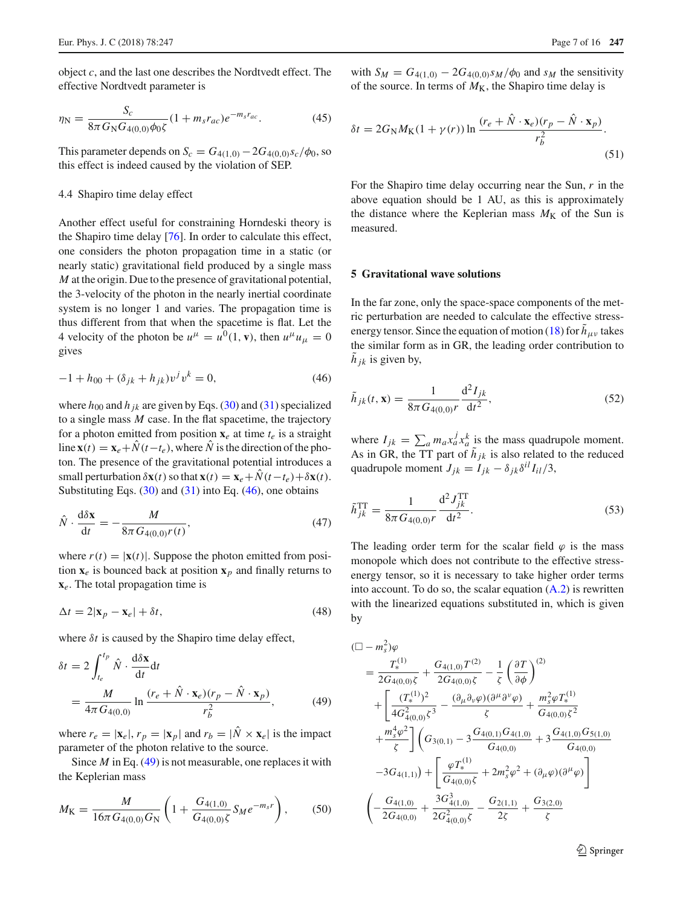object $c$, and the last one describes the Nordtvedt effect. The effective Nordtvedt parameter is

$$\eta_{\rm N} = \frac{S_c}{8\pi G_{\rm N} G_{4(0,0)}\phi_0\zeta}(1+m_s r_{ac})e^{-m_s r_{ac}}. \tag{45}$$

This parameter depends on $S_c = G_{4(1,0)} - 2G_{4(0,0)}s_c/\phi_0$, so this effect is indeed caused by the violation of SEP.

### 4.4 Shapiro time delay effect

Another effect useful for constraining Horndeski theory is the Shapiro time delay [76]. In order to calculate this effect, one considers the photon propagation time in a static (or nearly static) gravitational field produced by a single mass $M$ at the origin. Due to the presence of gravitational potential, the 3-velocity of the photon in the nearly inertial coordinate system is no longer 1 and varies. The propagation time is thus different from that when the spacetime is flat. Let the 4 velocity of the photon be $u^\mu = u^0(1, \mathbf{v})$, then $u^\mu u_\mu = 0$ gives

$$-1 + h_{00} + (\delta_{jk} + h_{jk})v^j v^k = 0, \tag{46}$$

where $h_{00}$ and $h_{jk}$ are given by Eqs. (30) and (31) specialized to a single mass $M$ case. In the flat spacetime, the trajectory for a photon emitted from position $\mathbf{x}_e$ at time $t_e$ is a straight line $\mathbf{x}(t) = \mathbf{x}_e + \hat{N}(t-t_e)$, where $\hat{N}$ is the direction of the photon. The presence of the gravitational potential introduces a small perturbation $\delta\mathbf{x}(t)$ so that $\mathbf{x}(t) = \mathbf{x}_e + \hat{N}(t-t_e) + \delta\mathbf{x}(t)$. Substituting Eqs. (30) and (31) into Eq. (46), one obtains

$$\hat{N}\cdot\frac{\mathrm{d}\delta\mathbf{x}}{\mathrm{d}t} = -\frac{M}{8\pi G_{4(0,0)} r(t)}, \tag{47}$$

where $r(t) = |\mathbf{x}(t)|$. Suppose the photon emitted from position $\mathbf{x}_e$ is bounced back at position $\mathbf{x}_p$ and finally returns to $\mathbf{x}_e$. The total propagation time is

$$\Delta t = 2|\mathbf{x}_p - \mathbf{x}_e| + \delta t, \tag{48}$$

where $\delta t$ is caused by the Shapiro time delay effect,

$$\begin{aligned}\delta t &= 2\int_{t_e}^{t_p} \hat{N}\cdot\frac{\mathrm{d}\delta\mathbf{x}}{\mathrm{d}t}\mathrm{d}t \\ &= \frac{M}{4\pi G_{4(0,0)}}\ln\frac{(r_e + \hat{N}\cdot\mathbf{x}_e)(r_p - \hat{N}\cdot\mathbf{x}_p)}{r_b^2},\end{aligned} \tag{49}$$

where $r_e = |\mathbf{x}_e|$, $r_p = |\mathbf{x}_p|$ and $r_b = |\hat{N}\times\mathbf{x}_e|$ is the impact parameter of the photon relative to the source.

Since $M$ in Eq. (49) is not measurable, one replaces it with the Keplerian mass

$$M_{\rm K} = \frac{M}{16\pi G_{4(0,0)}G_{\rm N}}\left(1 + \frac{G_{4(1,0)}}{G_{4(0,0)}\zeta}S_M e^{-m_s r}\right), \tag{50}$$

with $S_M = G_{4(1,0)} - 2G_{4(0,0)}s_M/\phi_0$ and $s_M$ the sensitivity of the source. In terms of $M_{\rm K}$, the Shapiro time delay is

$$\delta t = 2G_{\rm N}M_{\rm K}(1+\gamma(r))\ln\frac{(r_e + \hat{N}\cdot\mathbf{x}_e)(r_p - \hat{N}\cdot\mathbf{x}_p)}{r_b^2}. \tag{51}$$

For the Shapiro time delay occurring near the Sun, $r$ in the above equation should be 1 AU, as this is approximately the distance where the Keplerian mass $M_{\rm K}$ of the Sun is measured.

## 5 Gravitational wave solutions

In the far zone, only the space-space components of the metric perturbation are needed to calculate the effective stress-energy tensor. Since the equation of motion (18) for $\tilde{h}_{\mu\nu}$ takes the similar form as in GR, the leading order contribution to $\tilde{h}_{jk}$ is given by,

$$\tilde{h}_{jk}(t,\mathbf{x}) = \frac{1}{8\pi G_{4(0,0)}r}\frac{\mathrm{d}^2 I_{jk}}{\mathrm{d}t^2}, \tag{52}$$

where $I_{jk} = \sum_a m_a x_a^j x_a^k$ is the mass quadrupole moment. As in GR, the TT part of $\tilde{h}_{jk}$ is also related to the reduced quadrupole moment $J_{jk} = I_{jk} - \delta_{jk}\delta^{il}I_{il}/3$,

$$\tilde{h}_{jk}^{\rm TT} = \frac{1}{8\pi G_{4(0,0)}r}\frac{\mathrm{d}^2 J_{jk}^{\rm TT}}{\mathrm{d}t^2}. \tag{53}$$

The leading order term for the scalar field $\varphi$ is the mass monopole which does not contribute to the effective stress-energy tensor, so it is necessary to take higher order terms into account. To do so, the scalar equation (A.2) is rewritten with the linearized equations substituted in, which is given by

$$\begin{aligned}(\Box - m_s^2)\varphi &= \frac{T_*^{(1)}}{2G_{4(0,0)}\zeta} + \frac{G_{4(1,0)}T^{(2)}}{2G_{4(0,0)}\zeta} - \frac{1}{\zeta}\left(\frac{\partial T}{\partial\phi}\right)^{(2)} \\ &\quad + \left[\frac{(T_*^{(1)})^2}{4G_{4(0,0)}^2\zeta^3} - \frac{(\partial_\mu\partial_\nu\varphi)(\partial^\mu\partial^\nu\varphi)}{\zeta} + \frac{m_s^2\varphi T_*^{(1)}}{G_{4(0,0)}\zeta^2}\right. \\ &\quad \left. + \frac{m_s^4\varphi^2}{\zeta}\right]\left(G_{3(0,1)} - 3\frac{G_{4(0,1)}G_{4(1,0)}}{G_{4(0,0)}} + 3\frac{G_{4(1,0)}G_{5(1,0)}}{G_{4(0,0)}}\right. \\ &\quad \left. - 3G_{4(1,1)}\right) + \left[\frac{\varphi T_*^{(1)}}{G_{4(0,0)}\zeta} + 2m_s^2\varphi^2 + (\partial_\mu\varphi)(\partial^\mu\varphi)\right] \\ &\quad \left(-\frac{G_{4(1,0)}}{2G_{4(0,0)}} + \frac{3G_{4(1,0)}^3}{2G_{4(0,0)}^2\zeta} - \frac{G_{2(1,1)}}{2\zeta} + \frac{G_{3(2,0)}}{\zeta}\right.\end{aligned}$$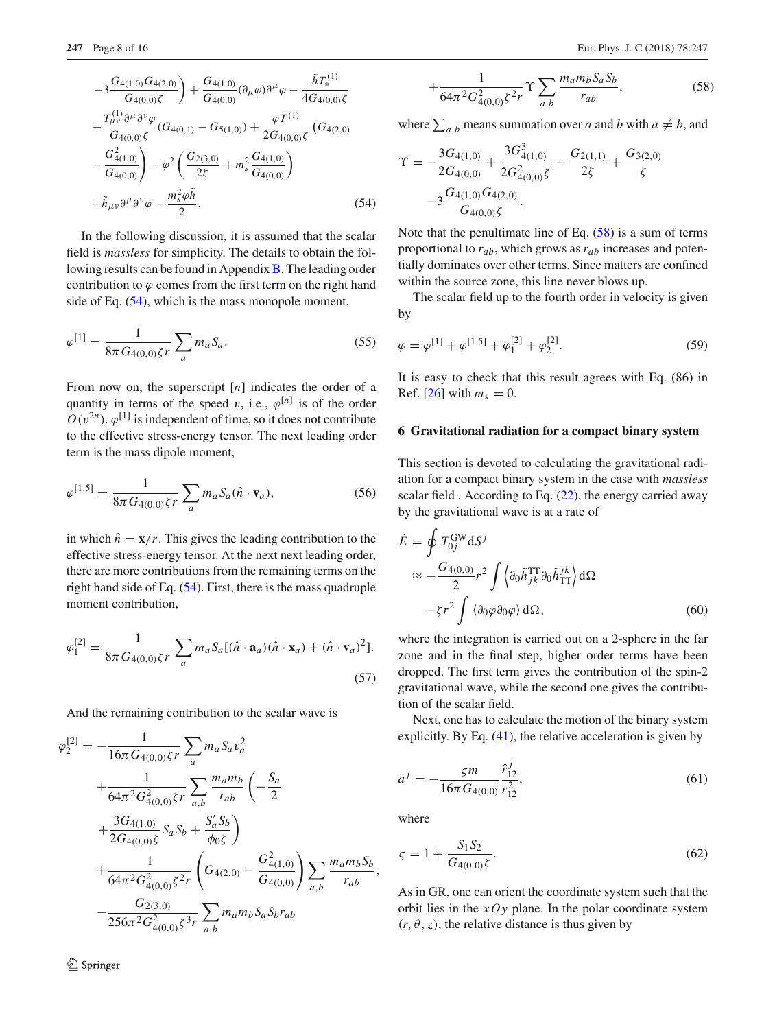$$
\begin{aligned}
&-3\frac{G_{4(1,0)}G_{4(2,0)}}{G_{4(0,0)}\zeta}\Bigg) + \frac{G_{4(1,0)}}{G_{4(0,0)}}(\partial_\mu\varphi)\partial^\mu\varphi - \frac{\tilde{h}T_*^{(1)}}{4G_{4(0,0)}\zeta} \\
&+\frac{T_{\mu\nu}^{(1)}\partial^\mu\partial^\nu\varphi}{G_{4(0,0)}\zeta}(G_{4(0,1)} - G_{5(1,0)}) + \frac{\varphi T^{(1)}}{2G_{4(0,0)}\zeta}\Bigg(G_{4(2,0)} \\
&-\frac{G_{4(1,0)}^2}{G_{4(0,0)}}\Bigg) - \varphi^2\left(\frac{G_{2(3,0)}}{2\zeta} + m_s^2\frac{G_{4(1,0)}}{G_{4(0,0)}}\right) \\
&+\tilde{h}_{\mu\nu}\partial^\mu\partial^\nu\varphi - \frac{m_s^2\varphi\tilde{h}}{2}. \qquad (54)
\end{aligned}
$$

In the following discussion, it is assumed that the scalar field is *massless* for simplicity. The details to obtain the following results can be found in Appendix B. The leading order contribution to $\varphi$ comes from the first term on the right hand side of Eq. (54), which is the mass monopole moment,

$$
\varphi^{[1]} = \frac{1}{8\pi G_{4(0,0)}\zeta r}\sum_a m_a S_a. \qquad (55)
$$

From now on, the superscript $[n]$ indicates the order of a quantity in terms of the speed $v$, i.e., $\varphi^{[n]}$ is of the order $O(v^{2n})$. $\varphi^{[1]}$ is independent of time, so it does not contribute to the effective stress-energy tensor. The next leading order term is the mass dipole moment,

$$
\varphi^{[1.5]} = \frac{1}{8\pi G_{4(0,0)}\zeta r}\sum_a m_a S_a(\hat{n}\cdot\mathbf{v}_a), \qquad (56)
$$

in which $\hat{n} = \mathbf{x}/r$. This gives the leading contribution to the effective stress-energy tensor. At the next next leading order, there are more contributions from the remaining terms on the right hand side of Eq. (54). First, there is the mass quadruple moment contribution,

$$
\varphi_1^{[2]} = \frac{1}{8\pi G_{4(0,0)}\zeta r}\sum_a m_a S_a[(\hat{n}\cdot\mathbf{a}_a)(\hat{n}\cdot\mathbf{x}_a) + (\hat{n}\cdot\mathbf{v}_a)^2]. \qquad (57)
$$

And the remaining contribution to the scalar wave is

$$
\begin{aligned}
\varphi_2^{[2]} = &-\frac{1}{16\pi G_{4(0,0)}\zeta r}\sum_a m_a S_a v_a^2 \\
&+\frac{1}{64\pi^2 G_{4(0,0)}^2\zeta r}\sum_{a,b}\frac{m_a m_b}{r_{ab}}\left(-\frac{S_a}{2}\right. \\
&\left.+\frac{3G_{4(1,0)}}{2G_{4(0,0)}\zeta}S_a S_b + \frac{S_a' S_b}{\phi_0\zeta}\right) \\
&+\frac{1}{64\pi^2 G_{4(0,0)}^2\zeta^2 r}\left(G_{4(2,0)} - \frac{G_{4(1,0)}^2}{G_{4(0,0)}}\right)\sum_{a,b}\frac{m_a m_b S_b}{r_{ab}}, \\
&-\frac{G_{2(3,0)}}{256\pi^2 G_{4(0,0)}^2\zeta^3 r}\sum_{a,b}m_a m_b S_a S_b r_{ab} \\
&+\frac{1}{64\pi^2 G_{4(0,0)}^2\zeta^2 r}\Upsilon\sum_{a,b}\frac{m_a m_b S_a S_b}{r_{ab}}, \qquad (58)
\end{aligned}
$$

where $\sum_{a,b}$ means summation over $a$ and $b$ with $a \neq b$, and

$$
\begin{aligned}
\Upsilon = &-\frac{3G_{4(1,0)}}{2G_{4(0,0)}} + \frac{3G_{4(1,0)}^3}{2G_{4(0,0)}^2\zeta} - \frac{G_{2(1,1)}}{2\zeta} + \frac{G_{3(2,0)}}{\zeta} \\
&-3\frac{G_{4(1,0)}G_{4(2,0)}}{G_{4(0,0)}\zeta}.
\end{aligned}
$$

Note that the penultimate line of Eq. (58) is a sum of terms proportional to $r_{ab}$, which grows as $r_{ab}$ increases and potentially dominates over other terms. Since matters are confined within the source zone, this line never blows up.

The scalar field up to the fourth order in velocity is given by

$$
\varphi = \varphi^{[1]} + \varphi^{[1.5]} + \varphi_1^{[2]} + \varphi_2^{[2]}. \qquad (59)
$$

It is easy to check that this result agrees with Eq. (86) in Ref. [26] with $m_s = 0$.

## 6 Gravitational radiation for a compact binary system

This section is devoted to calculating the gravitational radiation for a compact binary system in the case with *massless* scalar field . According to Eq. (22), the energy carried away by the gravitational wave is at a rate of

$$
\begin{aligned}
\dot{E} &= \oint T_{0j}^{\mathrm{GW}}\mathrm{d}S^j \\
&\approx -\frac{G_{4(0,0)}}{2}r^2\int\left\langle\partial_0\tilde{h}_{jk}^{\mathrm{TT}}\partial_0\tilde{h}_{\mathrm{TT}}^{jk}\right\rangle\mathrm{d}\Omega \\
&\quad -\zeta r^2\int\langle\partial_0\varphi\partial_0\varphi\rangle\,\mathrm{d}\Omega, \qquad (60)
\end{aligned}
$$

where the integration is carried out on a 2-sphere in the far zone and in the final step, higher order terms have been dropped. The first term gives the contribution of the spin-2 gravitational wave, while the second one gives the contribution of the scalar field.

Next, one has to calculate the motion of the binary system explicitly. By Eq. (41), the relative acceleration is given by

$$
a^j = -\frac{\varsigma m}{16\pi G_{4(0,0)}}\frac{\hat{r}_{12}^j}{r_{12}^2}, \qquad (61)
$$

where

$$
\varsigma = 1 + \frac{S_1 S_2}{G_{4(0,0)}\zeta}. \qquad (62)
$$

As in GR, one can orient the coordinate system such that the orbit lies in the $xOy$ plane. In the polar coordinate system $(r, \theta, z)$, the relative distance is thus given by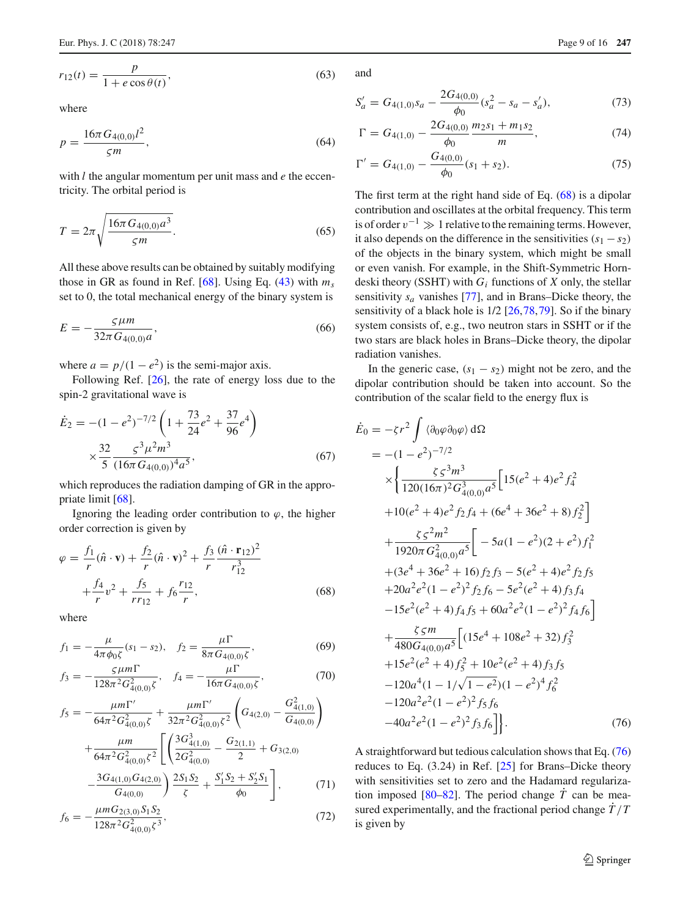$$r_{12}(t) = \frac{p}{1 + e\cos\theta(t)}, \tag{63}$$

where

$$p = \frac{16\pi G_{4(0,0)} l^2}{\varsigma m}, \tag{64}$$

with $l$ the angular momentum per unit mass and $e$ the eccentricity. The orbital period is

$$T = 2\pi\sqrt{\frac{16\pi G_{4(0,0)} a^3}{\varsigma m}}. \tag{65}$$

All these above results can be obtained by suitably modifying those in GR as found in Ref. [68]. Using Eq. (43) with $m_s$ set to 0, the total mechanical energy of the binary system is

$$E = -\frac{\varsigma\mu m}{32\pi G_{4(0,0)} a}, \tag{66}$$

where $a = p/(1-e^2)$ is the semi-major axis.

Following Ref. [26], the rate of energy loss due to the spin-2 gravitational wave is

$$\dot{E}_2 = -(1-e^2)^{-7/2}\left(1 + \frac{73}{24}e^2 + \frac{37}{96}e^4\right) \times \frac{32}{5}\frac{\varsigma^3\mu^2 m^3}{(16\pi G_{4(0,0)})^4 a^5}, \tag{67}$$

which reproduces the radiation damping of GR in the appropriate limit [68].

Ignoring the leading order contribution to $\varphi$, the higher order correction is given by

$$\varphi = \frac{f_1}{r}(\hat{n}\cdot\mathbf{v}) + \frac{f_2}{r}(\hat{n}\cdot\mathbf{v})^2 + \frac{f_3}{r}\frac{(\hat{n}\cdot\mathbf{r}_{12})^2}{r_{12}^3} + \frac{f_4}{r}v^2 + \frac{f_5}{r r_{12}} + f_6\frac{r_{12}}{r}, \tag{68}$$

where

$$f_1 = -\frac{\mu}{4\pi\phi_0\zeta}(s_1 - s_2), \quad f_2 = \frac{\mu\Gamma}{8\pi G_{4(0,0)}\zeta}, \tag{69}$$

$$f_3 = -\frac{\varsigma\mu m\Gamma}{128\pi^2 G_{4(0,0)}^2\zeta}, \quad f_4 = -\frac{\mu\Gamma}{16\pi G_{4(0,0)}\zeta}, \tag{70}$$

$$\begin{aligned} f_5 = &-\frac{\mu m\Gamma'}{64\pi^2 G_{4(0,0)}^2\zeta} + \frac{\mu m\Gamma'}{32\pi^2 G_{4(0,0)}^2\zeta^2}\left(G_{4(2,0)} - \frac{G_{4(1,0)}^2}{G_{4(0,0)}}\right) \\ &+ \frac{\mu m}{64\pi^2 G_{4(0,0)}^2\zeta^2}\left[\left(\frac{3G_{4(1,0)}^3}{2G_{4(0,0)}^2} - \frac{G_{2(1,1)}}{2} + G_{3(2,0)} \right.\right. \\ &\left.\left. - \frac{3G_{4(1,0)}G_{4(2,0)}}{G_{4(0,0)}}\right)\frac{2S_1S_2}{\zeta} + \frac{S_1'S_2 + S_2'S_1}{\phi_0}\right], \end{aligned} \tag{71}$$

$$f_6 = -\frac{\mu m G_{2(3,0)} S_1 S_2}{128\pi^2 G_{4(0,0)}^2\zeta^3}, \tag{72}$$

and

$$S_a' = G_{4(1,0)}s_a - \frac{2G_{4(0,0)}}{\phi_0}(s_a^2 - s_a - s_a'), \tag{73}$$

$$\Gamma = G_{4(1,0)} - \frac{2G_{4(0,0)}}{\phi_0}\frac{m_2 s_1 + m_1 s_2}{m}, \tag{74}$$

$$\Gamma' = G_{4(1,0)} - \frac{G_{4(0,0)}}{\phi_0}(s_1 + s_2). \tag{75}$$

The first term at the right hand side of Eq. (68) is a dipolar contribution and oscillates at the orbital frequency. This term is of order $v^{-1} \gg 1$ relative to the remaining terms. However, it also depends on the difference in the sensitivities $(s_1 - s_2)$ of the objects in the binary system, which might be small or even vanish. For example, in the Shift-Symmetric Horndeski theory (SSHT) with $G_i$ functions of $X$ only, the stellar sensitivity $s_a$ vanishes [77], and in Brans–Dicke theory, the sensitivity of a black hole is 1/2 [26,78,79]. So if the binary system consists of, e.g., two neutron stars in SSHT or if the two stars are black holes in Brans–Dicke theory, the dipolar radiation vanishes.

In the generic case, $(s_1 - s_2)$ might not be zero, and the dipolar contribution should be taken into account. So the contribution of the scalar field to the energy flux is

$$\begin{aligned} \dot{E}_0 &= -\zeta r^2 \int \langle\partial_0\varphi\partial_0\varphi\rangle\, \mathrm{d}\Omega \\ &= -(1-e^2)^{-7/2} \\ &\times\left\{\frac{\zeta\varsigma^3 m^3}{120(16\pi)^2 G_{4(0,0)}^3 a^5}\Big[15(e^2+4)e^2 f_4^2\right. \\ &+ 10(e^2+4)e^2 f_2 f_4 + (6e^4 + 36e^2 + 8)f_2^2\Big] \\ &+ \frac{\zeta\varsigma^2 m^2}{1920\pi G_{4(0,0)}^2 a^5}\Big[-5a(1-e^2)(2+e^2)f_1^2 \\ &+ (3e^4 + 36e^2 + 16)f_2 f_3 - 5(e^2+4)e^2 f_2 f_5 \\ &+ 20a^2e^2(1-e^2)^2 f_2 f_6 - 5e^2(e^2+4)f_3 f_4 \\ &- 15e^2(e^2+4)f_4 f_5 + 60a^2e^2(1-e^2)^2 f_4 f_6\Big] \\ &+ \frac{\zeta\varsigma m}{480 G_{4(0,0)} a^5}\Big[(15e^4 + 108e^2 + 32)f_3^2 \\ &+ 15e^2(e^2+4)f_5^2 + 10e^2(e^2+4)f_3 f_5 \\ &- 120a^4(1 - 1/\sqrt{1-e^2})(1-e^2)^4 f_6^2 \\ &- 120a^2e^2(1-e^2)^2 f_5 f_6 \\ &\left.- 40a^2e^2(1-e^2)^2 f_3 f_6\Big]\right\}. \end{aligned} \tag{76}$$

A straightforward but tedious calculation shows that Eq. (76) reduces to Eq. (3.24) in Ref. [25] for Brans–Dicke theory with sensitivities set to zero and the Hadamard regularization imposed [80–82]. The period change $\dot{T}$ can be measured experimentally, and the fractional period change $\dot{T}/T$ is given by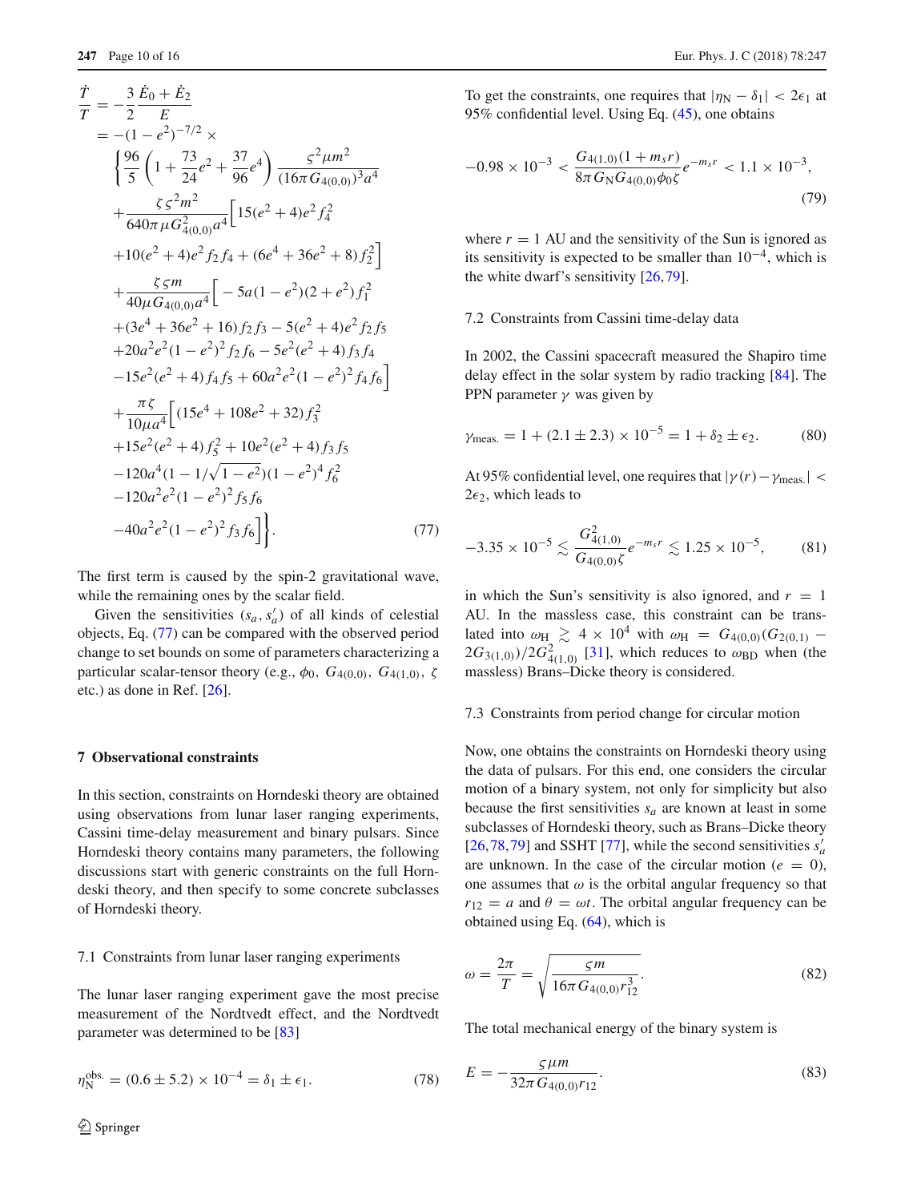$$
\begin{aligned}
\frac{\dot{T}}{T} &= -\frac{3}{2}\frac{\dot{E}_0+\dot{E}_2}{E} \\
&= -(1-e^2)^{-7/2} \times \\
&\quad \left\{ \frac{96}{5}\left(1+\frac{73}{24}e^2+\frac{37}{96}e^4\right)\frac{\varsigma^2\mu m^2}{(16\pi G_{4(0,0)})^3 a^4} \right. \\
&\quad + \frac{\zeta\varsigma^2 m^2}{640\pi\mu G_{4(0,0)}^2 a^4}\Big[15(e^2+4)e^2 f_4^2 \\
&\quad + 10(e^2+4)e^2 f_2 f_4 + (6e^4+36e^2+8) f_2^2\Big] \\
&\quad + \frac{\zeta\varsigma m}{40\mu G_{4(0,0)} a^4}\Big[-5a(1-e^2)(2+e^2) f_1^2 \\
&\quad + (3e^4+36e^2+16) f_2 f_3 - 5(e^2+4)e^2 f_2 f_5 \\
&\quad + 20a^2e^2(1-e^2)^2 f_2 f_6 - 5e^2(e^2+4) f_3 f_4 \\
&\quad - 15e^2(e^2+4) f_4 f_5 + 60a^2e^2(1-e^2)^2 f_4 f_6\Big] \\
&\quad + \frac{\pi\zeta}{10\mu a^4}\Big[(15e^4+108e^2+32) f_3^2 \\
&\quad + 15e^2(e^2+4) f_5^2 + 10e^2(e^2+4) f_3 f_5 \\
&\quad - 120a^4(1-1/\sqrt{1-e^2})(1-e^2)^4 f_6^2 \\
&\quad - 120a^2e^2(1-e^2)^2 f_5 f_6 \\
&\quad \left. - 40a^2e^2(1-e^2)^2 f_3 f_6\Big] \right\}. \qquad (77)
\end{aligned}
$$

The first term is caused by the spin-2 gravitational wave, while the remaining ones by the scalar field.

Given the sensitivities $(s_a, s'_a)$ of all kinds of celestial objects, Eq. (77) can be compared with the observed period change to set bounds on some of parameters characterizing a particular scalar-tensor theory (e.g., $\phi_0$, $G_{4(0,0)}$, $G_{4(1,0)}$, $\zeta$ etc.) as done in Ref. [26].

## 7 Observational constraints

In this section, constraints on Horndeski theory are obtained using observations from lunar laser ranging experiments, Cassini time-delay measurement and binary pulsars. Since Horndeski theory contains many parameters, the following discussions start with generic constraints on the full Horndeski theory, and then specify to some concrete subclasses of Horndeski theory.

### 7.1 Constraints from lunar laser ranging experiments

The lunar laser ranging experiment gave the most precise measurement of the Nordtvedt effect, and the Nordtvedt parameter was determined to be [83]

$$
\eta_{\rm N}^{\rm obs.} = (0.6 \pm 5.2)\times 10^{-4} = \delta_1 \pm \epsilon_1. \qquad (78)
$$

To get the constraints, one requires that $|\eta_{\rm N} - \delta_1| < 2\epsilon_1$ at 95% confidential level. Using Eq. (45), one obtains

$$
-0.98\times 10^{-3} < \frac{G_{4(1,0)}(1+m_s r)}{8\pi G_{\rm N} G_{4(0,0)}\phi_0\zeta} e^{-m_s r} < 1.1\times 10^{-3}, \qquad (79)
$$

where $r = 1$ AU and the sensitivity of the Sun is ignored as its sensitivity is expected to be smaller than $10^{-4}$, which is the white dwarf's sensitivity [26,79].

### 7.2 Constraints from Cassini time-delay data

In 2002, the Cassini spacecraft measured the Shapiro time delay effect in the solar system by radio tracking [84]. The PPN parameter $\gamma$ was given by

$$
\gamma_{\rm meas.} = 1 + (2.1 \pm 2.3)\times 10^{-5} = 1 + \delta_2 \pm \epsilon_2. \qquad (80)
$$

At 95% confidential level, one requires that $|\gamma(r) - \gamma_{\rm meas.}| < 2\epsilon_2$, which leads to

$$
-3.35\times 10^{-5} \lesssim \frac{G_{4(1,0)}^2}{G_{4(0,0)}\zeta} e^{-m_s r} \lesssim 1.25\times 10^{-5}, \qquad (81)
$$

in which the Sun's sensitivity is also ignored, and $r = 1$ AU. In the massless case, this constraint can be translated into $\omega_{\rm H} \gtrsim 4\times 10^4$ with $\omega_{\rm H} = G_{4(0,0)}(G_{2(0,1)} - 2G_{3(1,0)})/2G_{4(1,0)}^2$ [31], which reduces to $\omega_{\rm BD}$ when (the massless) Brans–Dicke theory is considered.

### 7.3 Constraints from period change for circular motion

Now, one obtains the constraints on Horndeski theory using the data of pulsars. For this end, one considers the circular motion of a binary system, not only for simplicity but also because the first sensitivities $s_a$ are known at least in some subclasses of Horndeski theory, such as Brans–Dicke theory [26,78,79] and SSHT [77], while the second sensitivities $s'_a$ are unknown. In the case of the circular motion ($e = 0$), one assumes that $\omega$ is the orbital angular frequency so that $r_{12} = a$ and $\theta = \omega t$. The orbital angular frequency can be obtained using Eq. (64), which is

$$
\omega = \frac{2\pi}{T} = \sqrt{\frac{\varsigma m}{16\pi G_{4(0,0)} r_{12}^3}}. \qquad (82)
$$

The total mechanical energy of the binary system is

$$
E = -\frac{\varsigma\mu m}{32\pi G_{4(0,0)} r_{12}}. \qquad (83)
$$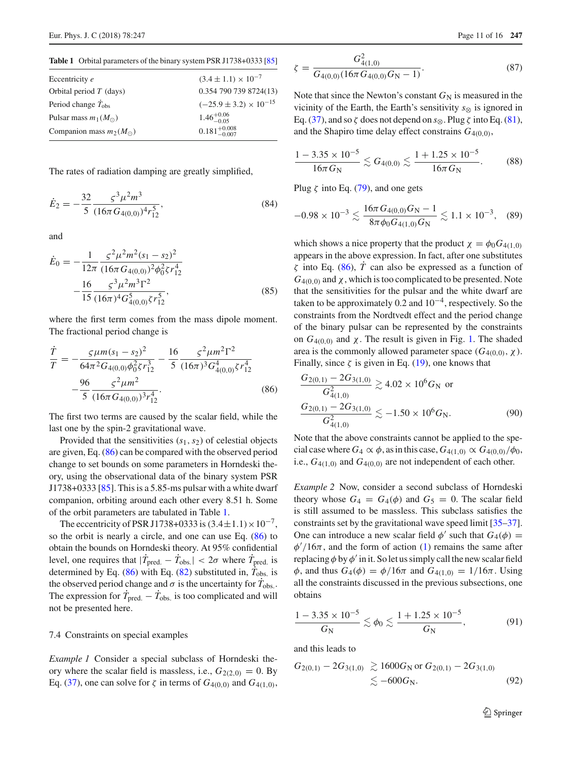**Table 1** Orbital parameters of the binary system PSR J1738+0333 [85]

| | |
|---|---|
| Eccentricity $e$ | $(3.4 \pm 1.1) \times 10^{-7}$ |
| Orbital period $T$ (days) | 0.354 790 739 8724(13) |
| Period change $\dot{T}_{\text{obs}}$ | $(-25.9 \pm 3.2) \times 10^{-15}$ |
| Pulsar mass $m_1 (M_\odot)$ | $1.46^{+0.06}_{-0.05}$ |
| Companion mass $m_2 (M_\odot)$ | $0.181^{+0.008}_{-0.007}$ |

The rates of radiation damping are greatly simplified,

$$\dot{E}_2 = -\frac{32}{5}\frac{\varsigma^3\mu^2 m^3}{(16\pi G_{4(0,0)})^4 r_{12}^5}, \tag{84}$$

and

$$\dot{E}_0 = -\frac{1}{12\pi}\frac{\varsigma^2\mu^2 m^2 (s_1 - s_2)^2}{(16\pi G_{4(0,0)})^2\phi_0^2\zeta r_{12}^4} - \frac{16}{15}\frac{\varsigma^3\mu^2 m^3\Gamma^2}{(16\pi)^4 G_{4(0,0)}^5\zeta r_{12}^5}, \tag{85}$$

where the first term comes from the mass dipole moment. The fractional period change is

$$\frac{\dot{T}}{T} = -\frac{\varsigma\mu m(s_1 - s_2)^2}{64\pi^2 G_{4(0,0)}\phi_0^2\zeta r_{12}^3} - \frac{16}{5}\frac{\varsigma^2\mu m^2\Gamma^2}{(16\pi)^3 G_{4(0,0)}^4\zeta r_{12}^4} - \frac{96}{5}\frac{\varsigma^2\mu m^2}{(16\pi G_{4(0,0)})^3 r_{12}^4}. \tag{86}$$

The first two terms are caused by the scalar field, while the last one by the spin-2 gravitational wave.

Provided that the sensitivities $(s_1, s_2)$ of celestial objects are given, Eq. (86) can be compared with the observed period change to set bounds on some parameters in Horndeski theory, using the observational data of the binary system PSR J1738+0333 [85]. This is a 5.85-ms pulsar with a white dwarf companion, orbiting around each other every 8.51 h. Some of the orbit parameters are tabulated in Table 1.

The eccentricity of PSR J1738+0333 is $(3.4 \pm 1.1) \times 10^{-7}$, so the orbit is nearly a circle, and one can use Eq. (86) to obtain the bounds on Horndeski theory. At 95% confidential level, one requires that $|\dot{T}_{\text{pred.}} - \dot{T}_{\text{obs.}}| < 2\sigma$ where $\dot{T}_{\text{pred.}}$ is determined by Eq. (86) with Eq. (82) substituted in, $\dot{T}_{\text{obs.}}$ is the observed period change and $\sigma$ is the uncertainty for $\dot{T}_{\text{obs.}}$. The expression for $\dot{T}_{\text{pred.}} - \dot{T}_{\text{obs.}}$ is too complicated and will not be presented here.

### 7.4 Constraints on special examples

*Example 1* Consider a special subclass of Horndeski theory where the scalar field is massless, i.e., $G_{2(2,0)} = 0$. By Eq. (37), one can solve for $\zeta$ in terms of $G_{4(0,0)}$ and $G_{4(1,0)}$,

$$\zeta = \frac{G_{4(1,0)}^2}{G_{4(0,0)}(16\pi G_{4(0,0)}G_{\text{N}} - 1)}. \tag{87}$$

Note that since the Newton's constant $G_{\text{N}}$ is measured in the vicinity of the Earth, the Earth's sensitivity $s_\otimes$ is ignored in Eq. (37), and so $\zeta$ does not depend on $s_\otimes$. Plug $\zeta$ into Eq. (81), and the Shapiro time delay effect constrains $G_{4(0,0)}$,

$$\frac{1 - 3.35 \times 10^{-5}}{16\pi G_{\text{N}}} \lesssim G_{4(0,0)} \lesssim \frac{1 + 1.25 \times 10^{-5}}{16\pi G_{\text{N}}}. \tag{88}$$

Plug $\zeta$ into Eq. (79), and one gets

$$-0.98 \times 10^{-3} \lesssim \frac{16\pi G_{4(0,0)}G_{\text{N}} - 1}{8\pi\phi_0 G_{4(1,0)}G_{\text{N}}} \lesssim 1.1 \times 10^{-3}, \tag{89}$$

which shows a nice property that the product $\chi = \phi_0 G_{4(1,0)}$ appears in the above expression. In fact, after one substitutes $\zeta$ into Eq. (86), $\dot{T}$ can also be expressed as a function of $G_{4(0,0)}$ and $\chi$, which is too complicated to be presented. Note that the sensitivities for the pulsar and the white dwarf are taken to be approximately 0.2 and $10^{-4}$, respectively. So the constraints from the Nordtvedt effect and the period change of the binary pulsar can be represented by the constraints on $G_{4(0,0)}$ and $\chi$. The result is given in Fig. 1. The shaded area is the commonly allowed parameter space $(G_{4(0,0)}, \chi)$. Finally, since $\zeta$ is given in Eq. (19), one knows that

$$\frac{G_{2(0,1)} - 2G_{3(1,0)}}{G_{4(1,0)}^2} \gtrsim 4.02 \times 10^6 G_{\text{N}} \text{ or } \frac{G_{2(0,1)} - 2G_{3(1,0)}}{G_{4(1,0)}^2} \lesssim -1.50 \times 10^6 G_{\text{N}}. \tag{90}$$

Note that the above constraints cannot be applied to the special case where $G_4 \propto \phi$, as in this case, $G_{4(1,0)} \propto G_{4(0,0)}/\phi_0$, i.e., $G_{4(1,0)}$ and $G_{4(0,0)}$ are not independent of each other.

*Example 2* Now, consider a second subclass of Horndeski theory whose $G_4 = G_4(\phi)$ and $G_5 = 0$. The scalar field is still assumed to be massless. This subclass satisfies the constraints set by the gravitational wave speed limit [35–37]. One can introduce a new scalar field $\phi'$ such that $G_4(\phi) = \phi'/16\pi$, and the form of action (1) remains the same after replacing $\phi$ by $\phi'$ in it. So let us simply call the new scalar field $\phi$, and thus $G_4(\phi) = \phi/16\pi$ and $G_{4(1,0)} = 1/16\pi$. Using all the constraints discussed in the previous subsections, one obtains

$$\frac{1 - 3.35 \times 10^{-5}}{G_{\text{N}}} \lesssim \phi_0 \lesssim \frac{1 + 1.25 \times 10^{-5}}{G_{\text{N}}}, \tag{91}$$

and this leads to

$$G_{2(0,1)} - 2G_{3(1,0)} \gtrsim 1600 G_{\text{N}} \text{ or } G_{2(0,1)} - 2G_{3(1,0)} \lesssim -600 G_{\text{N}}. \tag{92}$$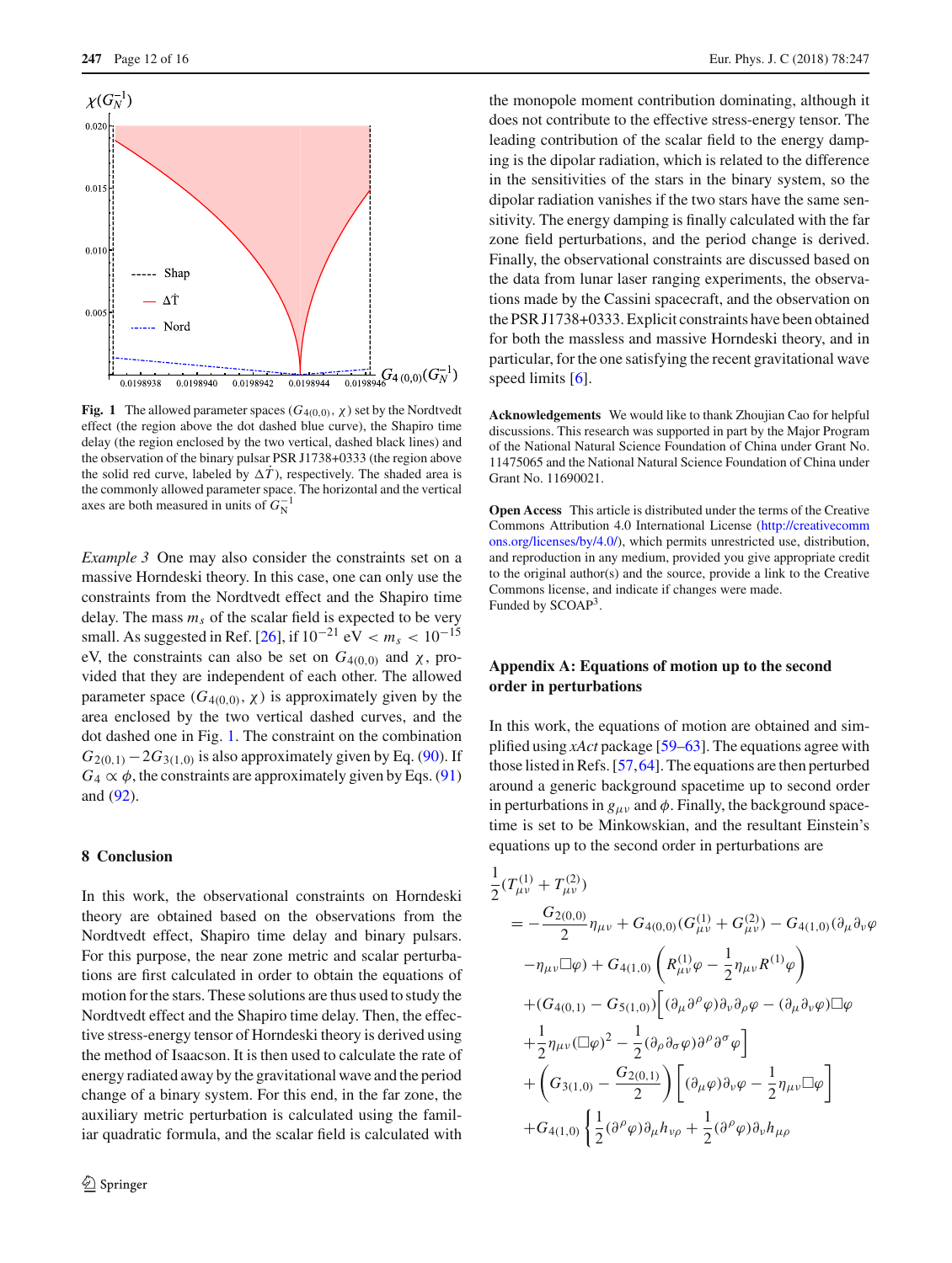**Fig. 1** The allowed parameter spaces ($G_{4(0,0)}$, $\chi$) set by the Nordtvedt effect (the region above the dot dashed blue curve), the Shapiro time delay (the region enclosed by the two vertical, dashed black lines) and the observation of the binary pulsar PSR J1738+0333 (the region above the solid red curve, labeled by $\Delta\dot{T}$), respectively. The shaded area is the commonly allowed parameter space. The horizontal and the vertical axes are both measured in units of $G_N^{-1}$

*Example 3* One may also consider the constraints set on a massive Horndeski theory. In this case, one can only use the constraints from the Nordtvedt effect and the Shapiro time delay. The mass $m_s$ of the scalar field is expected to be very small. As suggested in Ref. [26], if $10^{-21}$ eV $< m_s < 10^{-15}$ eV, the constraints can also be set on $G_{4(0,0)}$ and $\chi$, provided that they are independent of each other. The allowed parameter space $(G_{4(0,0)}, \chi)$ is approximately given by the area enclosed by the two vertical dashed curves, and the dot dashed one in Fig. 1. The constraint on the combination $G_{2(0,1)} - 2G_{3(1,0)}$ is also approximately given by Eq. (90). If $G_4 \propto \phi$, the constraints are approximately given by Eqs. (91) and (92).

## 8 Conclusion

In this work, the observational constraints on Horndeski theory are obtained based on the observations from the Nordtvedt effect, Shapiro time delay and binary pulsars. For this purpose, the near zone metric and scalar perturbations are first calculated in order to obtain the equations of motion for the stars. These solutions are thus used to study the Nordtvedt effect and the Shapiro time delay. Then, the effective stress-energy tensor of Horndeski theory is derived using the method of Isaacson. It is then used to calculate the rate of energy radiated away by the gravitational wave and the period change of a binary system. For this end, in the far zone, the auxiliary metric perturbation is calculated using the familiar quadratic formula, and the scalar field is calculated with the monopole moment contribution dominating, although it does not contribute to the effective stress-energy tensor. The leading contribution of the scalar field to the energy damping is the dipolar radiation, which is related to the difference in the sensitivities of the stars in the binary system, so the dipolar radiation vanishes if the two stars have the same sensitivity. The energy damping is finally calculated with the far zone field perturbations, and the period change is derived. Finally, the observational constraints are discussed based on the data from lunar laser ranging experiments, the observations made by the Cassini spacecraft, and the observation on the PSR J1738+0333. Explicit constraints have been obtained for both the massless and massive Horndeski theory, and in particular, for the one satisfying the recent gravitational wave speed limits [6].

**Acknowledgements** We would like to thank Zhoujian Cao for helpful discussions. This research was supported in part by the Major Program of the National Natural Science Foundation of China under Grant No. 11475065 and the National Natural Science Foundation of China under Grant No. 11690021.

**Open Access** This article is distributed under the terms of the Creative Commons Attribution 4.0 International License (http://creativecommons.org/licenses/by/4.0/), which permits unrestricted use, distribution, and reproduction in any medium, provided you give appropriate credit to the original author(s) and the source, provide a link to the Creative Commons license, and indicate if changes were made.
Funded by SCOAP[3].

## Appendix A: Equations of motion up to the second order in perturbations

In this work, the equations of motion are obtained and simplified using *xAct* package [59–63]. The equations agree with those listed in Refs. [57,64]. The equations are then perturbed around a generic background spacetime up to second order in perturbations in $g_{\mu\nu}$ and $\phi$. Finally, the background spacetime is set to be Minkowskian, and the resultant Einstein's equations up to the second order in perturbations are

$$
\begin{aligned}
&\frac{1}{2}(T^{(1)}_{\mu\nu} + T^{(2)}_{\mu\nu}) \\
&= -\frac{G_{2(0,0)}}{2}\eta_{\mu\nu} + G_{4(0,0)}(G^{(1)}_{\mu\nu} + G^{(2)}_{\mu\nu}) - G_{4(1,0)}(\partial_\mu\partial_\nu\varphi \\
&\quad -\eta_{\mu\nu}\Box\varphi) + G_{4(1,0)}\left(R^{(1)}_{\mu\nu}\varphi - \frac{1}{2}\eta_{\mu\nu}R^{(1)}\varphi\right) \\
&\quad +(G_{4(0,1)} - G_{5(1,0)})\Big[(\partial_\mu\partial^\rho\varphi)\partial_\nu\partial_\rho\varphi - (\partial_\mu\partial_\nu\varphi)\Box\varphi \\
&\quad +\frac{1}{2}\eta_{\mu\nu}(\Box\varphi)^2 - \frac{1}{2}(\partial_\rho\partial_\sigma\varphi)\partial^\rho\partial^\sigma\varphi\Big] \\
&\quad +\left(G_{3(1,0)} - \frac{G_{2(0,1)}}{2}\right)\left[(\partial_\mu\varphi)\partial_\nu\varphi - \frac{1}{2}\eta_{\mu\nu}\Box\varphi\right] \\
&\quad +G_{4(1,0)}\left\{\frac{1}{2}(\partial^\rho\varphi)\partial_\mu h_{\nu\rho} + \frac{1}{2}(\partial^\rho\varphi)\partial_\nu h_{\mu\rho}\right.
\end{aligned}
$$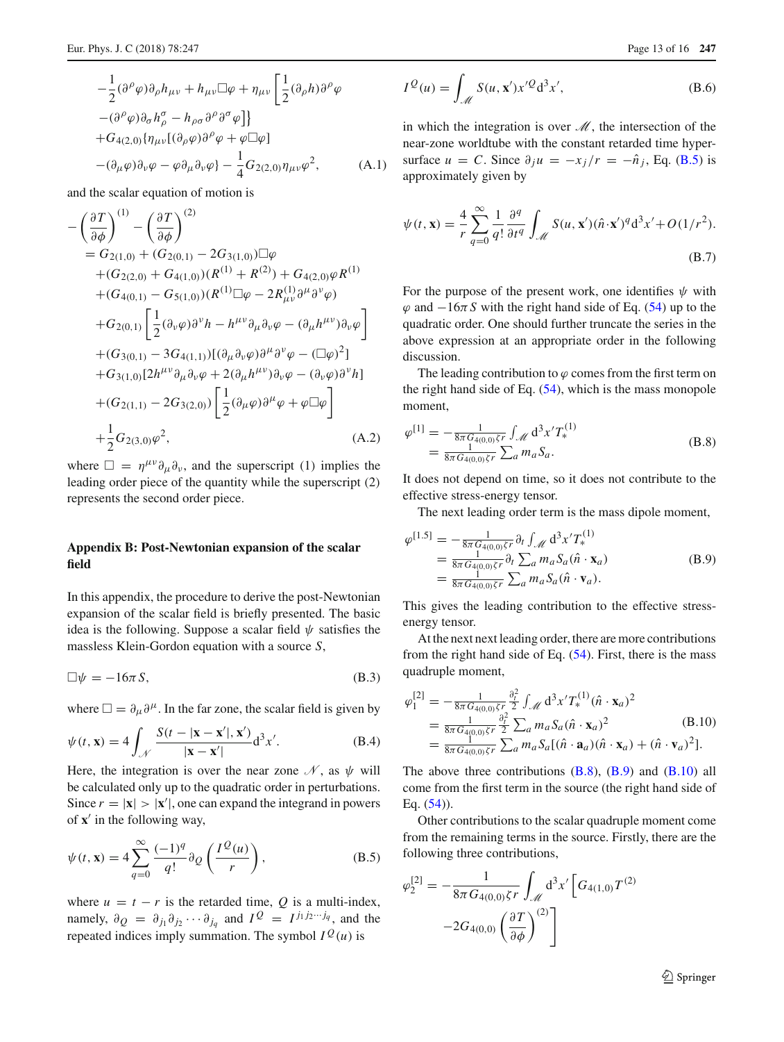$$
\begin{aligned}
&-\frac{1}{2}(\partial^\rho\varphi)\partial_\rho h_{\mu\nu} + h_{\mu\nu}\Box\varphi + \eta_{\mu\nu}\left[\frac{1}{2}(\partial_\rho h)\partial^\rho\varphi\right.\\
&\left.-(\partial^\rho\varphi)\partial_\sigma h^\sigma_\rho - h_{\rho\sigma}\partial^\rho\partial^\sigma\varphi\right]\Big\}\\
&+G_{4(2,0)}\{\eta_{\mu\nu}[(\partial_\rho\varphi)\partial^\rho\varphi + \varphi\Box\varphi]\\
&-(\partial_\mu\varphi)\partial_\nu\varphi - \varphi\partial_\mu\partial_\nu\varphi\} - \frac{1}{4}G_{2(2,0)}\eta_{\mu\nu}\varphi^2, \qquad \text{(A.1)}
\end{aligned}
$$

and the scalar equation of motion is

$$
\begin{aligned}
&-\left(\frac{\partial T}{\partial\phi}\right)^{(1)} - \left(\frac{\partial T}{\partial\phi}\right)^{(2)}\\
&= G_{2(1,0)} + (G_{2(0,1)} - 2G_{3(1,0)})\Box\varphi\\
&+(G_{2(2,0)} + G_{4(1,0)})(R^{(1)} + R^{(2)}) + G_{4(2,0)}\varphi R^{(1)}\\
&+(G_{4(0,1)} - G_{5(1,0)})(R^{(1)}\Box\varphi - 2R^{(1)}_{\mu\nu}\partial^\mu\partial^\nu\varphi)\\
&+G_{2(0,1)}\left[\frac{1}{2}(\partial_\nu\varphi)\partial^\nu h - h^{\mu\nu}\partial_\mu\partial_\nu\varphi - (\partial_\mu h^{\mu\nu})\partial_\nu\varphi\right]\\
&+(G_{3(0,1)} - 3G_{4(1,1)})[(\partial_\mu\partial_\nu\varphi)\partial^\mu\partial^\nu\varphi - (\Box\varphi)^2]\\
&+G_{3(1,0)}[2h^{\mu\nu}\partial_\mu\partial_\nu\varphi + 2(\partial_\mu h^{\mu\nu})\partial_\nu\varphi - (\partial_\nu\varphi)\partial^\nu h]\\
&+(G_{2(1,1)} - 2G_{3(2,0)})\left[\frac{1}{2}(\partial_\mu\varphi)\partial^\mu\varphi + \varphi\Box\varphi\right]\\
&+\frac{1}{2}G_{2(3,0)}\varphi^2, \qquad \text{(A.2)}
\end{aligned}
$$

where $\Box = \eta^{\mu\nu}\partial_\mu\partial_\nu$, and the superscript (1) implies the leading order piece of the quantity while the superscript (2) represents the second order piece.

## Appendix B: Post-Newtonian expansion of the scalar field

In this appendix, the procedure to derive the post-Newtonian expansion of the scalar field is briefly presented. The basic idea is the following. Suppose a scalar field $\psi$ satisfies the massless Klein-Gordon equation with a source $S$,

$$
\Box\psi = -16\pi S, \tag{B.3}
$$

where $\Box = \partial_\mu\partial^\mu$. In the far zone, the scalar field is given by

$$
\psi(t, \mathbf{x}) = 4\int_{\mathscr{N}} \frac{S(t - |\mathbf{x} - \mathbf{x}'|, \mathbf{x}')}{|\mathbf{x} - \mathbf{x}'|}\mathrm{d}^3x'. \tag{B.4}
$$

Here, the integration is over the near zone $\mathscr{N}$, as $\psi$ will be calculated only up to the quadratic order in perturbations. Since $r = |\mathbf{x}| > |\mathbf{x}'|$, one can expand the integrand in powers of $\mathbf{x}'$ in the following way,

$$
\psi(t, \mathbf{x}) = 4\sum_{q=0}^{\infty}\frac{(-1)^q}{q!}\partial_Q\left(\frac{I^Q(u)}{r}\right), \tag{B.5}
$$

where $u = t - r$ is the retarded time, $Q$ is a multi-index, namely, $\partial_Q = \partial_{j_1}\partial_{j_2}\cdots\partial_{j_q}$ and $I^Q = I^{j_1j_2\cdots j_q}$, and the repeated indices imply summation. The symbol $I^Q(u)$ is

$$
I^Q(u) = \int_{\mathscr{M}} S(u, \mathbf{x}')x'^Q\mathrm{d}^3x', \tag{B.6}
$$

in which the integration is over $\mathscr{M}$, the intersection of the near-zone worldtube with the constant retarded time hypersurface $u = C$. Since $\partial_j u = -x_j/r = -\hat{n}_j$, Eq. (B.5) is approximately given by

$$
\psi(t, \mathbf{x}) = \frac{4}{r}\sum_{q=0}^{\infty}\frac{1}{q!}\frac{\partial^q}{\partial t^q}\int_{\mathscr{M}} S(u, \mathbf{x}')(\hat{n}\cdot\mathbf{x}')^q\mathrm{d}^3x' + O(1/r^2). \tag{B.7}
$$

For the purpose of the present work, one identifies $\psi$ with $\varphi$ and $-16\pi S$ with the right hand side of Eq. (54) up to the quadratic order. One should further truncate the series in the above expression at an appropriate order in the following discussion.

The leading contribution to $\varphi$ comes from the first term on the right hand side of Eq. (54), which is the mass monopole moment,

$$
\begin{aligned}
\varphi^{[1]} &= -\frac{1}{8\pi G_{4(0,0)}\zeta r}\int_{\mathscr{M}}\mathrm{d}^3x' T_*^{(1)}\\
&= \frac{1}{8\pi G_{4(0,0)}\zeta r}\sum_a m_a S_a.
\end{aligned} \tag{B.8}
$$

It does not depend on time, so it does not contribute to the effective stress-energy tensor.

The next leading order term is the mass dipole moment,

$$
\begin{aligned}
\varphi^{[1.5]} &= -\frac{1}{8\pi G_{4(0,0)}\zeta r}\partial_t\int_{\mathscr{M}}\mathrm{d}^3x' T_*^{(1)}\\
&= \frac{1}{8\pi G_{4(0,0)}\zeta r}\partial_t\sum_a m_a S_a(\hat{n}\cdot\mathbf{x}_a)\\
&= \frac{1}{8\pi G_{4(0,0)}\zeta r}\sum_a m_a S_a(\hat{n}\cdot\mathbf{v}_a).
\end{aligned} \tag{B.9}
$$

This gives the leading contribution to the effective stress-energy tensor.

At the next next leading order, there are more contributions from the right hand side of Eq. (54). First, there is the mass quadruple moment,

$$
\begin{aligned}
\varphi_1^{[2]} &= -\frac{1}{8\pi G_{4(0,0)}\zeta r}\frac{\partial_t^2}{2}\int_{\mathscr{M}}\mathrm{d}^3x' T_*^{(1)}(\hat{n}\cdot\mathbf{x}_a)^2\\
&= \frac{1}{8\pi G_{4(0,0)}\zeta r}\frac{\partial_t^2}{2}\sum_a m_a S_a(\hat{n}\cdot\mathbf{x}_a)^2\\
&= \frac{1}{8\pi G_{4(0,0)}\zeta r}\sum_a m_a S_a[(\hat{n}\cdot\mathbf{a}_a)(\hat{n}\cdot\mathbf{x}_a) + (\hat{n}\cdot\mathbf{v}_a)^2].
\end{aligned} \tag{B.10}
$$

The above three contributions (B.8), (B.9) and (B.10) all come from the first term in the source (the right hand side of Eq. (54)).

Other contributions to the scalar quadruple moment come from the remaining terms in the source. Firstly, there are the following three contributions,

$$
\begin{aligned}
\varphi_2^{[2]} = -\frac{1}{8\pi G_{4(0,0)}\zeta r}\int_{\mathscr{M}}\mathrm{d}^3x'\Bigg[&G_{4(1,0)}T^{(2)}\\
&-2G_{4(0,0)}\left(\frac{\partial T}{\partial\phi}\right)^{(2)}\Bigg]
\end{aligned}
$$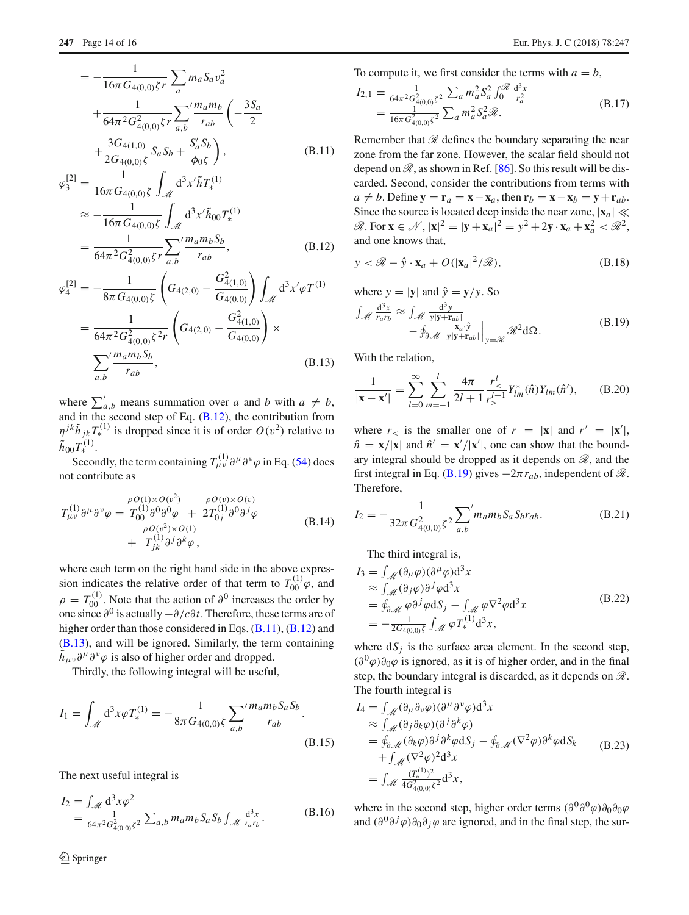$$
\begin{aligned}
&= -\frac{1}{16\pi G_{4(0,0)}\zeta r}\sum_a m_a S_a v_a^2 \\
&\quad + \frac{1}{64\pi^2 G_{4(0,0)}^2 \zeta r}{\sum_{a,b}}' \frac{m_a m_b}{r_{ab}}\left(-\frac{3S_a}{2}\right. \\
&\quad \left. + \frac{3G_{4(1,0)}}{2G_{4(0,0)}\zeta}S_a S_b + \frac{S_a' S_b}{\phi_0 \zeta}\right), \qquad \text{(B.11)}
\end{aligned}
$$

$$
\begin{aligned}
\varphi_3^{[2]} &= \frac{1}{16\pi G_{4(0,0)}\zeta}\int_{\mathscr{M}} \mathrm{d}^3x' \tilde{h} T_*^{(1)} \\
&\approx -\frac{1}{16\pi G_{4(0,0)}\zeta}\int_{\mathscr{M}} \mathrm{d}^3x' \tilde{h}_{00} T_*^{(1)} \\
&= \frac{1}{64\pi^2 G_{4(0,0)}^2 \zeta r}{\sum_{a,b}}' \frac{m_a m_b S_b}{r_{ab}}, \qquad \text{(B.12)}
\end{aligned}
$$

$$
\begin{aligned}
\varphi_4^{[2]} &= -\frac{1}{8\pi G_{4(0,0)}\zeta}\left(G_{4(2,0)} - \frac{G_{4(1,0)}^2}{G_{4(0,0)}}\right)\int_{\mathscr{M}} \mathrm{d}^3x' \varphi T^{(1)} \\
&= \frac{1}{64\pi^2 G_{4(0,0)}^2 \zeta^2 r}\left(G_{4(2,0)} - \frac{G_{4(1,0)}^2}{G_{4(0,0)}}\right) \times \\
&\quad {\sum_{a,b}}' \frac{m_a m_b S_b}{r_{ab}}, \qquad \text{(B.13)}
\end{aligned}
$$

where $\sum'_{a,b}$ means summation over $a$ and $b$ with $a \neq b$, and in the second step of Eq. (B.12), the contribution from $\eta^{jk}\tilde{h}_{jk}T_*^{(1)}$ is dropped since it is of order $O(v^2)$ relative to $\tilde{h}_{00}T_*^{(1)}$.

Secondly, the term containing $T_{\mu\nu}^{(1)}\partial^\mu\partial^\nu\varphi$ in Eq. (54) does not contribute as

$$
\begin{aligned}
T_{\mu\nu}^{(1)}\partial^\mu\partial^\nu\varphi = \overset{\rho O(1)\times O(v^2)}{T_{00}^{(1)}\partial^0\partial^0\varphi} + \overset{\rho O(v)\times O(v)}{2T_{0j}^{(1)}\partial^0\partial^j\varphi} \\
+ \overset{\rho O(v^2)\times O(1)}{T_{jk}^{(1)}\partial^j\partial^k\varphi}, \qquad \text{(B.14)}
\end{aligned}
$$

where each term on the right hand side in the above expression indicates the relative order of that term to $T_{00}^{(1)}\varphi$, and $\rho = T_{00}^{(1)}$. Note that the action of $\partial^0$ increases the order by one since $\partial^0$ is actually $-\partial/c\partial t$. Therefore, these terms are of higher order than those considered in Eqs. (B.11), (B.12) and (B.13), and will be ignored. Similarly, the term containing $\tilde{h}_{\mu\nu}\partial^\mu\partial^\nu\varphi$ is also of higher order and dropped.

Thirdly, the following integral will be useful,

$$
I_1 = \int_{\mathscr{M}} \mathrm{d}^3x \varphi T_*^{(1)} = -\frac{1}{8\pi G_{4(0,0)}\zeta}{\sum_{a,b}}' \frac{m_a m_b S_a S_b}{r_{ab}}. \qquad \text{(B.15)}
$$

The next useful integral is

$$
\begin{aligned}
I_2 &= \int_{\mathscr{M}} \mathrm{d}^3x \varphi^2 \\
&= \frac{1}{64\pi^2 G_{4(0,0)}^2\zeta^2}\sum_{a,b} m_a m_b S_a S_b \int_{\mathscr{M}} \frac{\mathrm{d}^3x}{r_a r_b}. \qquad \text{(B.16)}
\end{aligned}
$$

To compute it, we first consider the terms with $a = b$,

$$
\begin{aligned}
I_{2,1} &= \frac{1}{64\pi^2 G_{4(0,0)}^2\zeta^2}\sum_a m_a^2 S_a^2 \int_0^{\mathscr{R}} \frac{\mathrm{d}^3x}{r_a^2} \\
&= \frac{1}{16\pi G_{4(0,0)}^2\zeta^2}\sum_a m_a^2 S_a^2 \mathscr{R}. \qquad \text{(B.17)}
\end{aligned}
$$

Remember that $\mathscr{R}$ defines the boundary separating the near zone from the far zone. However, the scalar field should not depend on $\mathscr{R}$, as shown in Ref. [86]. So this result will be discarded. Second, consider the contributions from terms with $a \neq b$. Define $\mathbf{y} = \mathbf{r}_a = \mathbf{x} - \mathbf{x}_a$, then $\mathbf{r}_b = \mathbf{x} - \mathbf{x}_b = \mathbf{y} + \mathbf{r}_{ab}$. Since the source is located deep inside the near zone, $|\mathbf{x}_a| \ll \mathscr{R}$. For $\mathbf{x} \in \mathscr{N}$, $|\mathbf{x}|^2 = |\mathbf{y} + \mathbf{x}_a|^2 = y^2 + 2\mathbf{y}\cdot\mathbf{x}_a + \mathbf{x}_a^2 < \mathscr{R}^2$, and one knows that,

$$
y < \mathscr{R} - \hat{y}\cdot\mathbf{x}_a + O(|\mathbf{x}_a|^2/\mathscr{R}), \qquad \text{(B.18)}
$$

where $y = |\mathbf{y}|$ and $\hat{y} = \mathbf{y}/y$. So

$$
\begin{aligned}
\int_{\mathscr{M}} \frac{\mathrm{d}^3x}{r_a r_b} &\approx \int_{\mathscr{M}} \frac{\mathrm{d}^3y}{y|\mathbf{y}+\mathbf{r}_{ab}|} \\
&\quad - \oint_{\partial\mathscr{M}} \frac{\mathbf{x}_a\cdot\hat{y}}{y|\mathbf{y}+\mathbf{r}_{ab}|}\bigg|_{y=\mathscr{R}} \mathscr{R}^2 \mathrm{d}\Omega. \qquad \text{(B.19)}
\end{aligned}
$$

With the relation,

$$
\frac{1}{|\mathbf{x}-\mathbf{x}'|} = \sum_{l=0}^{\infty}\sum_{m=-l}^{l}\frac{4\pi}{2l+1}\frac{r_<^l}{r_>^{l+1}} Y_{lm}^*(\hat{n})Y_{lm}(\hat{n}'), \qquad \text{(B.20)}
$$

where $r_<$ is the smaller one of $r = |\mathbf{x}|$ and $r' = |\mathbf{x}'|$, $\hat{n} = \mathbf{x}/|\mathbf{x}|$ and $\hat{n}' = \mathbf{x}'/|\mathbf{x}'|$, one can show that the boundary integral should be dropped as it depends on $\mathscr{R}$, and the first integral in Eq. (B.19) gives $-2\pi r_{ab}$, independent of $\mathscr{R}$. Therefore,

$$
I_2 = -\frac{1}{32\pi G_{4(0,0)}^2\zeta^2}{\sum_{a,b}}' m_a m_b S_a S_b r_{ab}. \qquad \text{(B.21)}
$$

The third integral is,

$$
\begin{aligned}
I_3 &= \int_{\mathscr{M}} (\partial_\mu\varphi)(\partial^\mu\varphi)\mathrm{d}^3x \\
&\approx \int_{\mathscr{M}} (\partial_j\varphi)\partial^j\varphi \mathrm{d}^3x \\
&= \oint_{\partial\mathscr{M}} \varphi\partial^j\varphi \mathrm{d}S_j - \int_{\mathscr{M}} \varphi\nabla^2\varphi \mathrm{d}^3x \\
&= -\frac{1}{2G_{4(0,0)}\zeta}\int_{\mathscr{M}} \varphi T_*^{(1)}\mathrm{d}^3x, \qquad \text{(B.22)}
\end{aligned}
$$

where $\mathrm{d}S_j$ is the surface area element. In the second step, $(\partial^0\varphi)\partial_0\varphi$ is ignored, as it is of higher order, and in the final step, the boundary integral is discarded, as it depends on $\mathscr{R}$. The fourth integral is

$$
\begin{aligned}
I_4 &= \int_{\mathscr{M}} (\partial_\mu\partial_\nu\varphi)(\partial^\mu\partial^\nu\varphi)\mathrm{d}^3x \\
&\approx \int_{\mathscr{M}} (\partial_j\partial_k\varphi)(\partial^j\partial^k\varphi) \\
&= \oint_{\partial\mathscr{M}} (\partial_k\varphi)\partial^j\partial^k\varphi \mathrm{d}S_j - \oint_{\partial\mathscr{M}} (\nabla^2\varphi)\partial^k\varphi \mathrm{d}S_k \\
&\quad + \int_{\mathscr{M}} (\nabla^2\varphi)^2\mathrm{d}^3x \\
&= \int_{\mathscr{M}} \frac{(T_*^{(1)})^2}{4G_{4(0,0)}^2\zeta^2}\mathrm{d}^3x, \qquad \text{(B.23)}
\end{aligned}
$$

where in the second step, higher order terms $(\partial^0\partial^0\varphi)\partial_0\partial_0\varphi$ and $(\partial^0\partial^j\varphi)\partial_0\partial_j\varphi$ are ignored, and in the final step, the sur-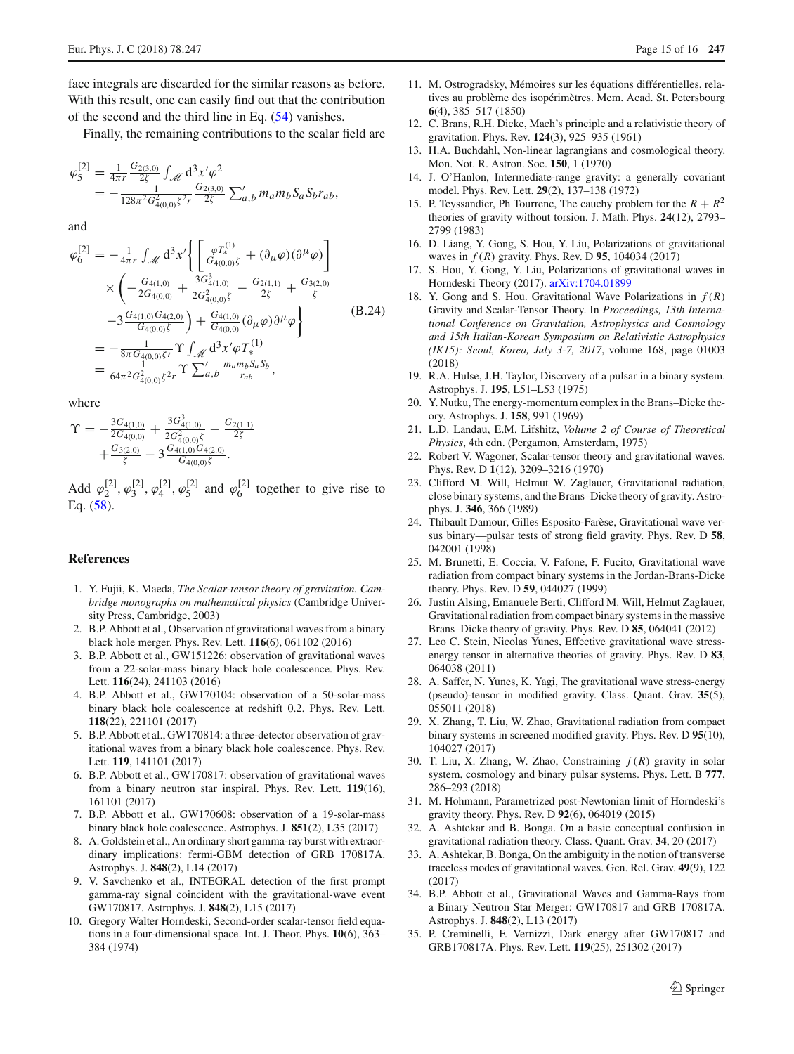face integrals are discarded for the similar reasons as before. With this result, one can easily find out that the contribution of the second and the third line in Eq. (54) vanishes.

Finally, the remaining contributions to the scalar field are

$$\begin{aligned}
\varphi_5^{[2]} &= \frac{1}{4\pi r}\frac{G_{2(3,0)}}{2\zeta}\int_{\mathscr{M}} \mathrm{d}^3x'\varphi^2 \\
&= -\frac{1}{128\pi^2 G_{4(0,0)}^2\zeta^2 r}\frac{G_{2(3,0)}}{2\zeta}\sum_{a,b}' m_a m_b S_a S_b r_{ab},
\end{aligned}$$

and

$$\begin{aligned}
\varphi_6^{[2]} &= -\frac{1}{4\pi r}\int_{\mathscr{M}} \mathrm{d}^3x'\Bigg\{\left[\frac{\varphi T_*^{(1)}}{G_{4(0,0)}\zeta} + (\partial_\mu\varphi)(\partial^\mu\varphi)\right] \\
&\quad\times\left(-\frac{G_{4(1,0)}}{2G_{4(0,0)}} + \frac{3G_{4(1,0)}^3}{2G_{4(0,0)}^2\zeta} - \frac{G_{2(1,1)}}{2\zeta} + \frac{G_{3(2,0)}}{\zeta}\right. \\
&\quad\left. -3\frac{G_{4(1,0)}G_{4(2,0)}}{G_{4(0,0)}\zeta}\right) + \frac{G_{4(1,0)}}{G_{4(0,0)}}(\partial_\mu\varphi)\partial^\mu\varphi\Bigg\} \qquad \text{(B.24)} \\
&= -\frac{1}{8\pi G_{4(0,0)}\zeta r}\Upsilon\int_{\mathscr{M}} \mathrm{d}^3x'\varphi T_*^{(1)} \\
&= \frac{1}{64\pi^2 G_{4(0,0)}^2\zeta^2 r}\Upsilon\sum_{a,b}'\frac{m_a m_b S_a S_b}{r_{ab}},
\end{aligned}$$

where

$$\begin{aligned}
\Upsilon = &-\frac{3G_{4(1,0)}}{2G_{4(0,0)}} + \frac{3G_{4(1,0)}^3}{2G_{4(0,0)}^2\zeta} - \frac{G_{2(1,1)}}{2\zeta} \\
&+\frac{G_{3(2,0)}}{\zeta} - 3\frac{G_{4(1,0)}G_{4(2,0)}}{G_{4(0,0)}\zeta}.
\end{aligned}$$

Add $\varphi_2^{[2]}, \varphi_3^{[2]}, \varphi_4^{[2]}, \varphi_5^{[2]}$ and $\varphi_6^{[2]}$ together to give rise to Eq. (58).

## References

1. Y. Fujii, K. Maeda, *The Scalar-tensor theory of gravitation. Cambridge monographs on mathematical physics* (Cambridge University Press, Cambridge, 2003)
2. B.P. Abbott et al., Observation of gravitational waves from a binary black hole merger. Phys. Rev. Lett. **116**(6), 061102 (2016)
3. B.P. Abbott et al., GW151226: observation of gravitational waves from a 22-solar-mass binary black hole coalescence. Phys. Rev. Lett. **116**(24), 241103 (2016)
4. B.P. Abbott et al., GW170104: observation of a 50-solar-mass binary black hole coalescence at redshift 0.2. Phys. Rev. Lett. **118**(22), 221101 (2017)
5. B.P. Abbott et al., GW170814: a three-detector observation of gravitational waves from a binary black hole coalescence. Phys. Rev. Lett. **119**, 141101 (2017)
6. B.P. Abbott et al., GW170817: observation of gravitational waves from a binary neutron star inspiral. Phys. Rev. Lett. **119**(16), 161101 (2017)
7. B.P. Abbott et al., GW170608: observation of a 19-solar-mass binary black hole coalescence. Astrophys. J. **851**(2), L35 (2017)
8. A. Goldstein et al., An ordinary short gamma-ray burst with extraordinary implications: fermi-GBM detection of GRB 170817A. Astrophys. J. **848**(2), L14 (2017)
9. V. Savchenko et al., INTEGRAL detection of the first prompt gamma-ray signal coincident with the gravitational-wave event GW170817. Astrophys. J. **848**(2), L15 (2017)
10. Gregory Walter Horndeski, Second-order scalar-tensor field equations in a four-dimensional space. Int. J. Theor. Phys. **10**(6), 363–384 (1974)
11. M. Ostrogradsky, Mémoires sur les équations différentielles, relatives au problème des isopérimètres. Mem. Acad. St. Petersbourg **6**(4), 385–517 (1850)
12. C. Brans, R.H. Dicke, Mach's principle and a relativistic theory of gravitation. Phys. Rev. **124**(3), 925–935 (1961)
13. H.A. Buchdahl, Non-linear lagrangians and cosmological theory. Mon. Not. R. Astron. Soc. **150**, 1 (1970)
14. J. O'Hanlon, Intermediate-range gravity: a generally covariant model. Phys. Rev. Lett. **29**(2), 137–138 (1972)
15. P. Teyssandier, Ph Tourrenc, The cauchy problem for the $R + R^2$ theories of gravity without torsion. J. Math. Phys. **24**(12), 2793–2799 (1983)
16. D. Liang, Y. Gong, S. Hou, Y. Liu, Polarizations of gravitational waves in $f(R)$ gravity. Phys. Rev. D **95**, 104034 (2017)
17. S. Hou, Y. Gong, Y. Liu, Polarizations of gravitational waves in Horndeski Theory (2017). arXiv:1704.01899
18. Y. Gong and S. Hou. Gravitational Wave Polarizations in $f(R)$ Gravity and Scalar-Tensor Theory. In *Proceedings, 13th International Conference on Gravitation, Astrophysics and Cosmology and 15th Italian-Korean Symposium on Relativistic Astrophysics (IK15): Seoul, Korea, July 3-7, 2017*, volume 168, page 01003 (2018)
19. R.A. Hulse, J.H. Taylor, Discovery of a pulsar in a binary system. Astrophys. J. **195**, L51–L53 (1975)
20. Y. Nutku, The energy-momentum complex in the Brans–Dicke theory. Astrophys. J. **158**, 991 (1969)
21. L.D. Landau, E.M. Lifshitz, *Volume 2 of Course of Theoretical Physics*, 4th edn. (Pergamon, Amsterdam, 1975)
22. Robert V. Wagoner, Scalar-tensor theory and gravitational waves. Phys. Rev. D **1**(12), 3209–3216 (1970)
23. Clifford M. Will, Helmut W. Zaglauer, Gravitational radiation, close binary systems, and the Brans–Dicke theory of gravity. Astrophys. J. **346**, 366 (1989)
24. Thibault Damour, Gilles Esposito-Farèse, Gravitational wave versus binary—pulsar tests of strong field gravity. Phys. Rev. D **58**, 042001 (1998)
25. M. Brunetti, E. Coccia, V. Fafone, F. Fucito, Gravitational wave radiation from compact binary systems in the Jordan-Brans-Dicke theory. Phys. Rev. D **59**, 044027 (1999)
26. Justin Alsing, Emanuele Berti, Clifford M. Will, Helmut Zaglauer, Gravitational radiation from compact binary systems in the massive Brans–Dicke theory of gravity. Phys. Rev. D **85**, 064041 (2012)
27. Leo C. Stein, Nicolas Yunes, Effective gravitational wave stress-energy tensor in alternative theories of gravity. Phys. Rev. D **83**, 064038 (2011)
28. A. Saffer, N. Yunes, K. Yagi, The gravitational wave stress-energy (pseudo)-tensor in modified gravity. Class. Quant. Grav. **35**(5), 055011 (2018)
29. X. Zhang, T. Liu, W. Zhao, Gravitational radiation from compact binary systems in screened modified gravity. Phys. Rev. D **95**(10), 104027 (2017)
30. T. Liu, X. Zhang, W. Zhao, Constraining $f(R)$ gravity in solar system, cosmology and binary pulsar systems. Phys. Lett. B **777**, 286–293 (2018)
31. M. Hohmann, Parametrized post-Newtonian limit of Horndeski's gravity theory. Phys. Rev. D **92**(6), 064019 (2015)
32. A. Ashtekar and B. Bonga. On a basic conceptual confusion in gravitational radiation theory. Class. Quant. Grav. **34**, 20 (2017)
33. A. Ashtekar, B. Bonga, On the ambiguity in the notion of transverse traceless modes of gravitational waves. Gen. Rel. Grav. **49**(9), 122 (2017)
34. B.P. Abbott et al., Gravitational Waves and Gamma-Rays from a Binary Neutron Star Merger: GW170817 and GRB 170817A. Astrophys. J. **848**(2), L13 (2017)
35. P. Creminelli, F. Vernizzi, Dark energy after GW170817 and GRB170817A. Phys. Rev. Lett. **119**(25), 251302 (2017)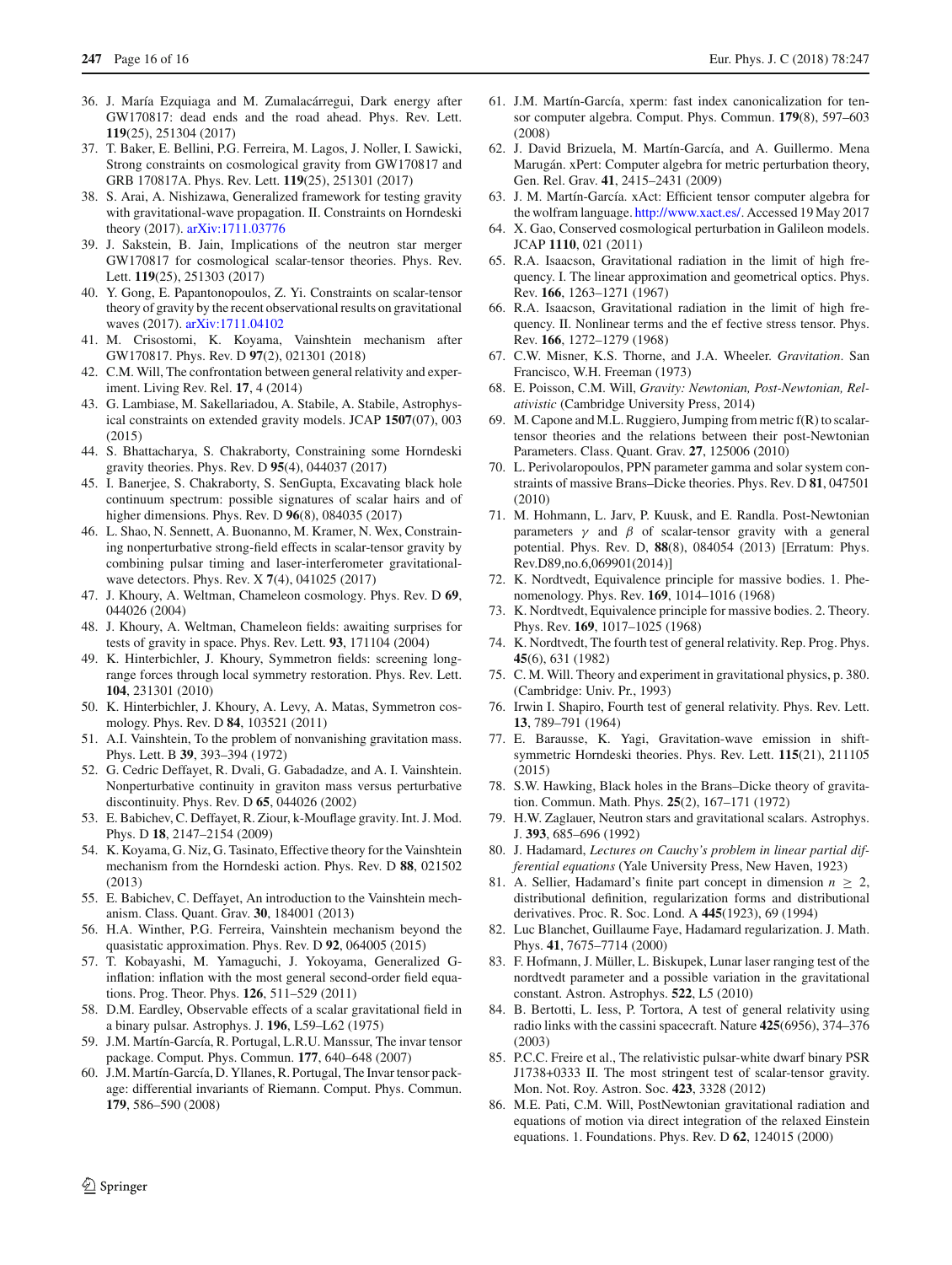36. J. María Ezquiaga and M. Zumalacárregui, Dark energy after GW170817: dead ends and the road ahead. Phys. Rev. Lett. **119**(25), 251304 (2017)
37. T. Baker, E. Bellini, P.G. Ferreira, M. Lagos, J. Noller, I. Sawicki, Strong constraints on cosmological gravity from GW170817 and GRB 170817A. Phys. Rev. Lett. **119**(25), 251301 (2017)
38. S. Arai, A. Nishizawa, Generalized framework for testing gravity with gravitational-wave propagation. II. Constraints on Horndeski theory (2017). arXiv:1711.03776
39. J. Sakstein, B. Jain, Implications of the neutron star merger GW170817 for cosmological scalar-tensor theories. Phys. Rev. Lett. **119**(25), 251303 (2017)
40. Y. Gong, E. Papantonopoulos, Z. Yi. Constraints on scalar-tensor theory of gravity by the recent observational results on gravitational waves (2017). arXiv:1711.04102
41. M. Crisostomi, K. Koyama, Vainshtein mechanism after GW170817. Phys. Rev. D **97**(2), 021301 (2018)
42. C.M. Will, The confrontation between general relativity and experiment. Living Rev. Rel. **17**, 4 (2014)
43. G. Lambiase, M. Sakellariadou, A. Stabile, A. Stabile, Astrophysical constraints on extended gravity models. JCAP **1507**(07), 003 (2015)
44. S. Bhattacharya, S. Chakraborty, Constraining some Horndeski gravity theories. Phys. Rev. D **95**(4), 044037 (2017)
45. I. Banerjee, S. Chakraborty, S. SenGupta, Excavating black hole continuum spectrum: possible signatures of scalar hairs and of higher dimensions. Phys. Rev. D **96**(8), 084035 (2017)
46. L. Shao, N. Sennett, A. Buonanno, M. Kramer, N. Wex, Constraining nonperturbative strong-field effects in scalar-tensor gravity by combining pulsar timing and laser-interferometer gravitational-wave detectors. Phys. Rev. X **7**(4), 041025 (2017)
47. J. Khoury, A. Weltman, Chameleon cosmology. Phys. Rev. D **69**, 044026 (2004)
48. J. Khoury, A. Weltman, Chameleon fields: awaiting surprises for tests of gravity in space. Phys. Rev. Lett. **93**, 171104 (2004)
49. K. Hinterbichler, J. Khoury, Symmetron fields: screening long-range forces through local symmetry restoration. Phys. Rev. Lett. **104**, 231301 (2010)
50. K. Hinterbichler, J. Khoury, A. Levy, A. Matas, Symmetron cosmology. Phys. Rev. D **84**, 103521 (2011)
51. A.I. Vainshtein, To the problem of nonvanishing gravitation mass. Phys. Lett. B **39**, 393–394 (1972)
52. G. Cedric Deffayet, R. Dvali, G. Gabadadze, and A. I. Vainshtein. Nonperturbative continuity in graviton mass versus perturbative discontinuity. Phys. Rev. D **65**, 044026 (2002)
53. E. Babichev, C. Deffayet, R. Ziour, k-Mouflage gravity. Int. J. Mod. Phys. D **18**, 2147–2154 (2009)
54. K. Koyama, G. Niz, G. Tasinato, Effective theory for the Vainshtein mechanism from the Horndeski action. Phys. Rev. D **88**, 021502 (2013)
55. E. Babichev, C. Deffayet, An introduction to the Vainshtein mechanism. Class. Quant. Grav. **30**, 184001 (2013)
56. H.A. Winther, P.G. Ferreira, Vainshtein mechanism beyond the quasistatic approximation. Phys. Rev. D **92**, 064005 (2015)
57. T. Kobayashi, M. Yamaguchi, J. Yokoyama, Generalized G-inflation: inflation with the most general second-order field equations. Prog. Theor. Phys. **126**, 511–529 (2011)
58. D.M. Eardley, Observable effects of a scalar gravitational field in a binary pulsar. Astrophys. J. **196**, L59–L62 (1975)
59. J.M. Martín-García, R. Portugal, L.R.U. Manssur, The invar tensor package. Comput. Phys. Commun. **177**, 640–648 (2007)
60. J.M. Martín-García, D. Yllanes, R. Portugal, The Invar tensor package: differential invariants of Riemann. Comput. Phys. Commun. **179**, 586–590 (2008)
61. J.M. Martín-García, xperm: fast index canonicalization for tensor computer algebra. Comput. Phys. Commun. **179**(8), 597–603 (2008)
62. J. David Brizuela, M. Martín-García, and A. Guillermo. Mena Marugán. xPert: Computer algebra for metric perturbation theory, Gen. Rel. Grav. **41**, 2415–2431 (2009)
63. J. M. Martín-García. xAct: Efficient tensor computer algebra for the wolfram language. http://www.xact.es/. Accessed 19 May 2017
64. X. Gao, Conserved cosmological perturbation in Galileon models. JCAP **1110**, 021 (2011)
65. R.A. Isaacson, Gravitational radiation in the limit of high frequency. I. The linear approximation and geometrical optics. Phys. Rev. **166**, 1263–1271 (1967)
66. R.A. Isaacson, Gravitational radiation in the limit of high frequency. II. Nonlinear terms and the ef fective stress tensor. Phys. Rev. **166**, 1272–1279 (1968)
67. C.W. Misner, K.S. Thorne, and J.A. Wheeler. *Gravitation*. San Francisco, W.H. Freeman (1973)
68. E. Poisson, C.M. Will, *Gravity: Newtonian, Post-Newtonian, Relativistic* (Cambridge University Press, 2014)
69. M. Capone and M.L. Ruggiero, Jumping from metric f(R) to scalar-tensor theories and the relations between their post-Newtonian parameters. Class. Quant. Grav. **27**, 125006 (2010)
70. L. Perivolaropoulos, PPN parameter gamma and solar system constraints of massive Brans–Dicke theories. Phys. Rev. D **81**, 047501 (2010)
71. M. Hohmann, L. Jarv, P. Kuusk, and E. Randla. Post-Newtonian parameters $\gamma$ and $\beta$ of scalar-tensor gravity with a general potential. Phys. Rev. D, **88**(8), 084054 (2013) [Erratum: Phys. Rev.D89,no.6,069901(2014)]
72. K. Nordtvedt, Equivalence principle for massive bodies. 1. Phenomenology. Phys. Rev. **169**, 1014–1016 (1968)
73. K. Nordtvedt, Equivalence principle for massive bodies. 2. Theory. Phys. Rev. **169**, 1017–1025 (1968)
74. K. Nordtvedt, The fourth test of general relativity. Rep. Prog. Phys. **45**(6), 631 (1982)
75. C. M. Will. Theory and experiment in gravitational physics, p. 380. (Cambridge: Univ. Pr., 1993)
76. Irwin I. Shapiro, Fourth test of general relativity. Phys. Rev. Lett. **13**, 789–791 (1964)
77. E. Barausse, K. Yagi, Gravitation-wave emission in shift-symmetric Horndeski theories. Phys. Rev. Lett. **115**(21), 211105 (2015)
78. S.W. Hawking, Black holes in the Brans–Dicke theory of gravitation. Commun. Math. Phys. **25**(2), 167–171 (1972)
79. H.W. Zaglauer, Neutron stars and gravitational scalars. Astrophys. J. **393**, 685–696 (1992)
80. J. Hadamard, *Lectures on Cauchy's problem in linear partial differential equations* (Yale University Press, New Haven, 1923)
81. A. Sellier, Hadamard's finite part concept in dimension $n \geq 2$, distributional definition, regularization forms and distributional derivatives. Proc. R. Soc. Lond. A **445**(1923), 69 (1994)
82. Luc Blanchet, Guillaume Faye, Hadamard regularization. J. Math. Phys. **41**, 7675–7714 (2000)
83. F. Hofmann, J. Müller, L. Biskupek, Lunar laser ranging test of the nordtvedt parameter and a possible variation in the gravitational constant. Astron. Astrophys. **522**, L5 (2010)
84. B. Bertotti, L. Iess, P. Tortora, A test of general relativity using radio links with the cassini spacecraft. Nature **425**(6956), 374–376 (2003)
85. P.C.C. Freire et al., The relativistic pulsar-white dwarf binary PSR J1738+0333 II. The most stringent test of scalar-tensor gravity. Mon. Not. Roy. Astron. Soc. **423**, 3328 (2012)
86. M.E. Pati, C.M. Will, PostNewtonian gravitational radiation and equations of motion via direct integration of the relaxed Einstein equations. 1. Foundations. Phys. Rev. D **62**, 124015 (2000)